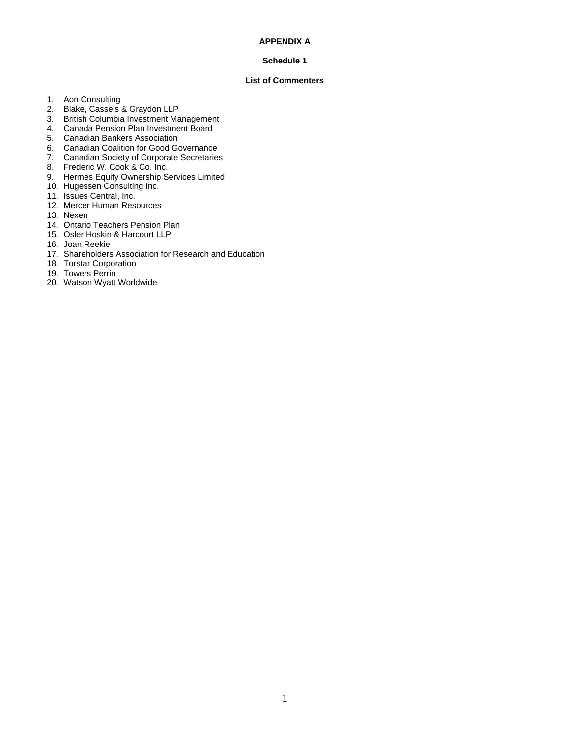# APPENDIX A

## Schedule 1

### List of Commenters

1. Aon Consulting
2. Blake, Cassels & Graydon LLP
3. British Columbia Investment Management
4. Canada Pension Plan Investment Board
5. Canadian Bankers Association
6. Canadian Coalition for Good Governance
7. Canadian Society of Corporate Secretaries
8. Frederic W. Cook & Co. Inc.
9. Hermes Equity Ownership Services Limited
10. Hugessen Consulting Inc.
11. Issues Central, Inc.
12. Mercer Human Resources
13. Nexen
14. Ontario Teachers Pension Plan
15. Osler Hoskin & Harcourt LLP
16. Joan Reekie
17. Shareholders Association for Research and Education
18. Torstar Corporation
19. Towers Perrin
20. Watson Wyatt Worldwide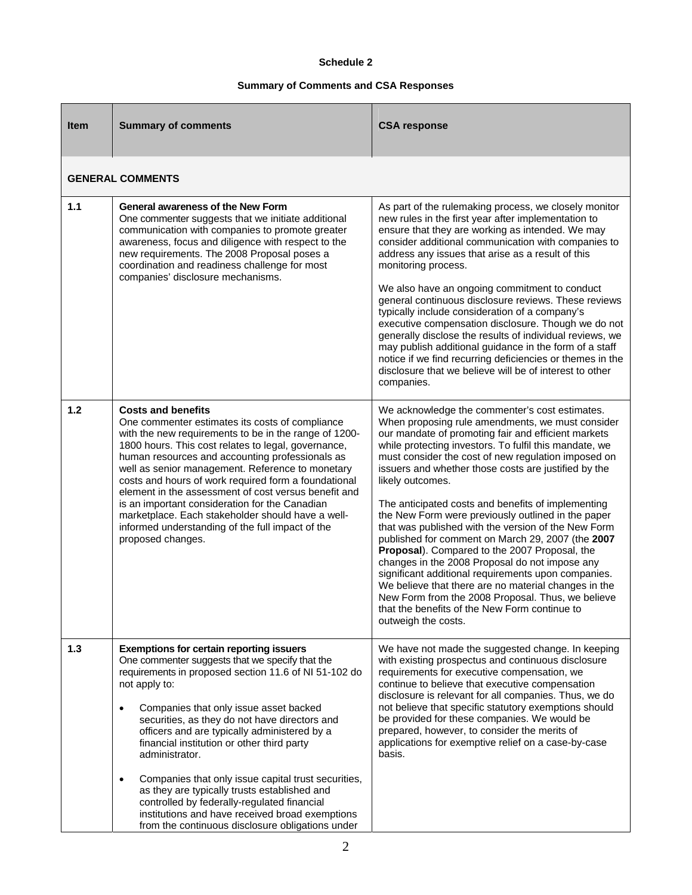**Schedule 2**

**Summary of Comments and CSA Responses**

| Item | Summary of comments | CSA response |
|---|---|---|
| **GENERAL COMMENTS** | | |
| 1.1 | **General awareness of the New Form**<br>One commenter suggests that we initiate additional communication with companies to promote greater awareness, focus and diligence with respect to the new requirements. The 2008 Proposal poses a coordination and readiness challenge for most companies' disclosure mechanisms. | As part of the rulemaking process, we closely monitor new rules in the first year after implementation to ensure that they are working as intended. We may consider additional communication with companies to address any issues that arise as a result of this monitoring process.<br><br>We also have an ongoing commitment to conduct general continuous disclosure reviews. These reviews typically include consideration of a company's executive compensation disclosure. Though we do not generally disclose the results of individual reviews, we may publish additional guidance in the form of a staff notice if we find recurring deficiencies or themes in the disclosure that we believe will be of interest to other companies. |
| 1.2 | **Costs and benefits**<br>One commenter estimates its costs of compliance with the new requirements to be in the range of 1200-1800 hours. This cost relates to legal, governance, human resources and accounting professionals as well as senior management. Reference to monetary costs and hours of work required form a foundational element in the assessment of cost versus benefit and is an important consideration for the Canadian marketplace. Each stakeholder should have a well-informed understanding of the full impact of the proposed changes. | We acknowledge the commenter's cost estimates. When proposing rule amendments, we must consider our mandate of promoting fair and efficient markets while protecting investors. To fulfil this mandate, we must consider the cost of new regulation imposed on issuers and whether those costs are justified by the likely outcomes.<br><br>The anticipated costs and benefits of implementing the New Form were previously outlined in the paper that was published with the version of the New Form published for comment on March 29, 2007 (the **2007 Proposal**). Compared to the 2007 Proposal, the changes in the 2008 Proposal do not impose any significant additional requirements upon companies. We believe that there are no material changes in the New Form from the 2008 Proposal. Thus, we believe that the benefits of the New Form continue to outweigh the costs. |
| 1.3 | **Exemptions for certain reporting issuers**<br>One commenter suggests that we specify that the requirements in proposed section 11.6 of NI 51-102 do not apply to:<br><br>• Companies that only issue asset backed securities, as they do not have directors and officers and are typically administered by a financial institution or other third party administrator.<br><br>• Companies that only issue capital trust securities, as they are typically trusts established and controlled by federally-regulated financial institutions and have received broad exemptions from the continuous disclosure obligations under | We have not made the suggested change. In keeping with existing prospectus and continuous disclosure requirements for executive compensation, we continue to believe that executive compensation disclosure is relevant for all companies. Thus, we do not believe that specific statutory exemptions should be provided for these companies. We would be prepared, however, to consider the merits of applications for exemptive relief on a case-by-case basis. |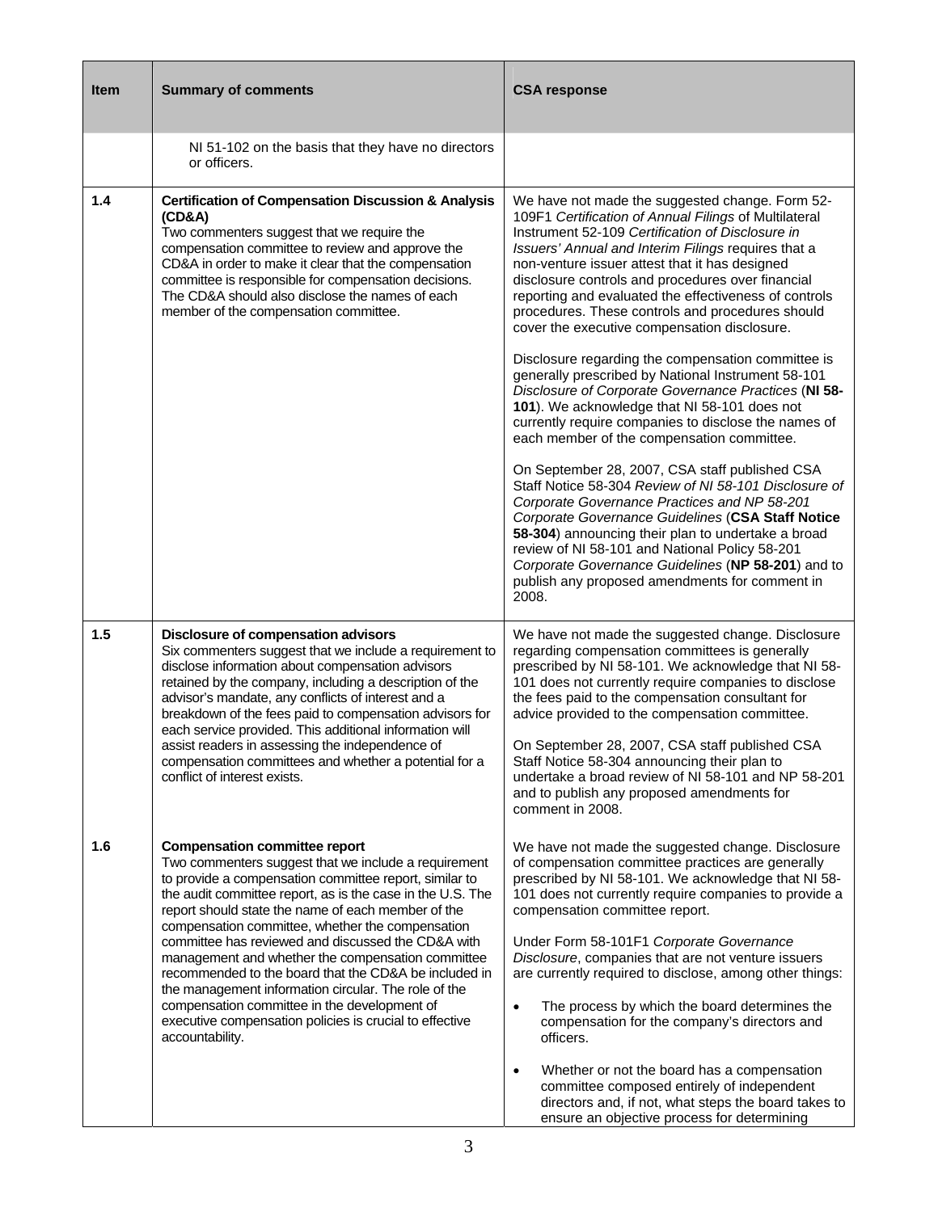| Item | Summary of comments | CSA response |
|---|---|---|
| | NI 51-102 on the basis that they have no directors or officers. | |
| 1.4 | **Certification of Compensation Discussion & Analysis (CD&A)**<br>Two commenters suggest that we require the compensation committee to review and approve the CD&A in order to make it clear that the compensation committee is responsible for compensation decisions. The CD&A should also disclose the names of each member of the compensation committee. | We have not made the suggested change. Form 52-109F1 *Certification of Annual Filings* of Multilateral Instrument 52-109 *Certification of Disclosure in Issuers' Annual and Interim Filings* requires that a non-venture issuer attest that it has designed disclosure controls and procedures over financial reporting and evaluated the effectiveness of controls procedures. These controls and procedures should cover the executive compensation disclosure.<br><br>Disclosure regarding the compensation committee is generally prescribed by National Instrument 58-101 *Disclosure of Corporate Governance Practices* (**NI 58-101**). We acknowledge that NI 58-101 does not currently require companies to disclose the names of each member of the compensation committee.<br><br>On September 28, 2007, CSA staff published CSA Staff Notice 58-304 *Review of NI 58-101 Disclosure of Corporate Governance Practices and NP 58-201 Corporate Governance Guidelines* (**CSA Staff Notice 58-304**) announcing their plan to undertake a broad review of NI 58-101 and National Policy 58-201 *Corporate Governance Guidelines* (**NP 58-201**) and to publish any proposed amendments for comment in 2008. |
| 1.5 | **Disclosure of compensation advisors**<br>Six commenters suggest that we include a requirement to disclose information about compensation advisors retained by the company, including a description of the advisor's mandate, any conflicts of interest and a breakdown of the fees paid to compensation advisors for each service provided. This additional information will assist readers in assessing the independence of compensation committees and whether a potential for a conflict of interest exists. | We have not made the suggested change. Disclosure regarding compensation committees is generally prescribed by NI 58-101. We acknowledge that NI 58-101 does not currently require companies to disclose the fees paid to the compensation consultant for advice provided to the compensation committee.<br><br>On September 28, 2007, CSA staff published CSA Staff Notice 58-304 announcing their plan to undertake a broad review of NI 58-101 and NP 58-201 and to publish any proposed amendments for comment in 2008. |
| 1.6 | **Compensation committee report**<br>Two commenters suggest that we include a requirement to provide a compensation committee report, similar to the audit committee report, as is the case in the U.S. The report should state the name of each member of the compensation committee, whether the compensation committee has reviewed and discussed the CD&A with management and whether the compensation committee recommended to the board that the CD&A be included in the management information circular. The role of the compensation committee in the development of executive compensation policies is crucial to effective accountability. | We have not made the suggested change. Disclosure of compensation committee practices are generally prescribed by NI 58-101. We acknowledge that NI 58-101 does not currently require companies to provide a compensation committee report.<br><br>Under Form 58-101F1 *Corporate Governance Disclosure*, companies that are not venture issuers are currently required to disclose, among other things:<br><br>• The process by which the board determines the compensation for the company's directors and officers.<br><br>• Whether or not the board has a compensation committee composed entirely of independent directors and, if not, what steps the board takes to ensure an objective process for determining |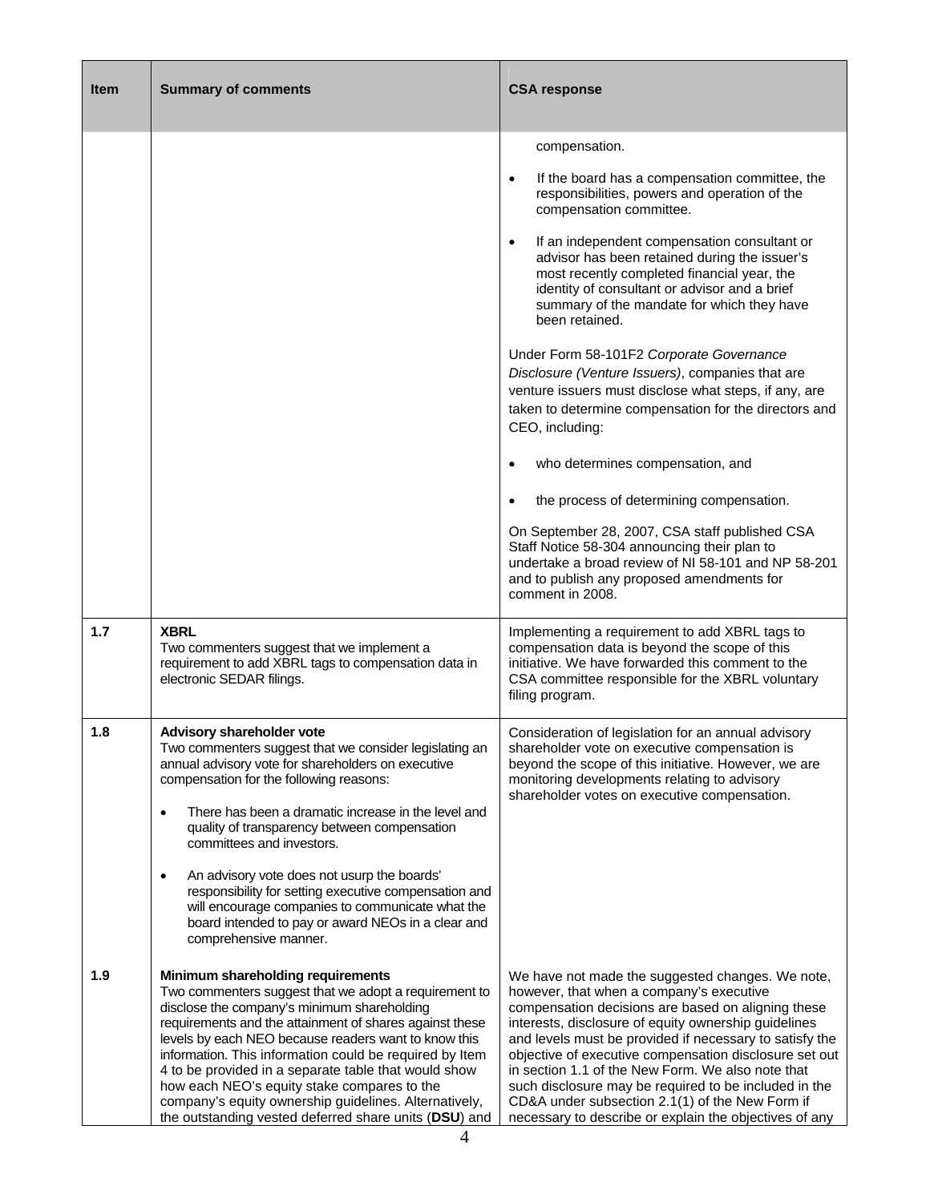| Item | Summary of comments | CSA response |
| --- | --- | --- |
| | | compensation.<br><br>• If the board has a compensation committee, the responsibilities, powers and operation of the compensation committee.<br><br>• If an independent compensation consultant or advisor has been retained during the issuer's most recently completed financial year, the identity of consultant or advisor and a brief summary of the mandate for which they have been retained.<br><br>Under Form 58-101F2 *Corporate Governance Disclosure (Venture Issuers)*, companies that are venture issuers must disclose what steps, if any, are taken to determine compensation for the directors and CEO, including:<br><br>• who determines compensation, and<br><br>• the process of determining compensation.<br><br>On September 28, 2007, CSA staff published CSA Staff Notice 58-304 announcing their plan to undertake a broad review of NI 58-101 and NP 58-201 and to publish any proposed amendments for comment in 2008. |
| 1.7 | **XBRL**<br>Two commenters suggest that we implement a requirement to add XBRL tags to compensation data in electronic SEDAR filings. | Implementing a requirement to add XBRL tags to compensation data is beyond the scope of this initiative. We have forwarded this comment to the CSA committee responsible for the XBRL voluntary filing program. |
| 1.8 | **Advisory shareholder vote**<br>Two commenters suggest that we consider legislating an annual advisory vote for shareholders on executive compensation for the following reasons:<br><br>• There has been a dramatic increase in the level and quality of transparency between compensation committees and investors.<br><br>• An advisory vote does not usurp the boards' responsibility for setting executive compensation and will encourage companies to communicate what the board intended to pay or award NEOs in a clear and comprehensive manner. | Consideration of legislation for an annual advisory shareholder vote on executive compensation is beyond the scope of this initiative. However, we are monitoring developments relating to advisory shareholder votes on executive compensation. |
| 1.9 | **Minimum shareholding requirements**<br>Two commenters suggest that we adopt a requirement to disclose the company's minimum shareholding requirements and the attainment of shares against these levels by each NEO because readers want to know this information. This information could be required by Item 4 to be provided in a separate table that would show how each NEO's equity stake compares to the company's equity ownership guidelines. Alternatively, the outstanding vested deferred share units (**DSU**) and | We have not made the suggested changes. We note, however, that when a company's executive compensation decisions are based on aligning these interests, disclosure of equity ownership guidelines and levels must be provided if necessary to satisfy the objective of executive compensation disclosure set out in section 1.1 of the New Form. We also note that such disclosure may be required to be included in the CD&A under subsection 2.1(1) of the New Form if necessary to describe or explain the objectives of any |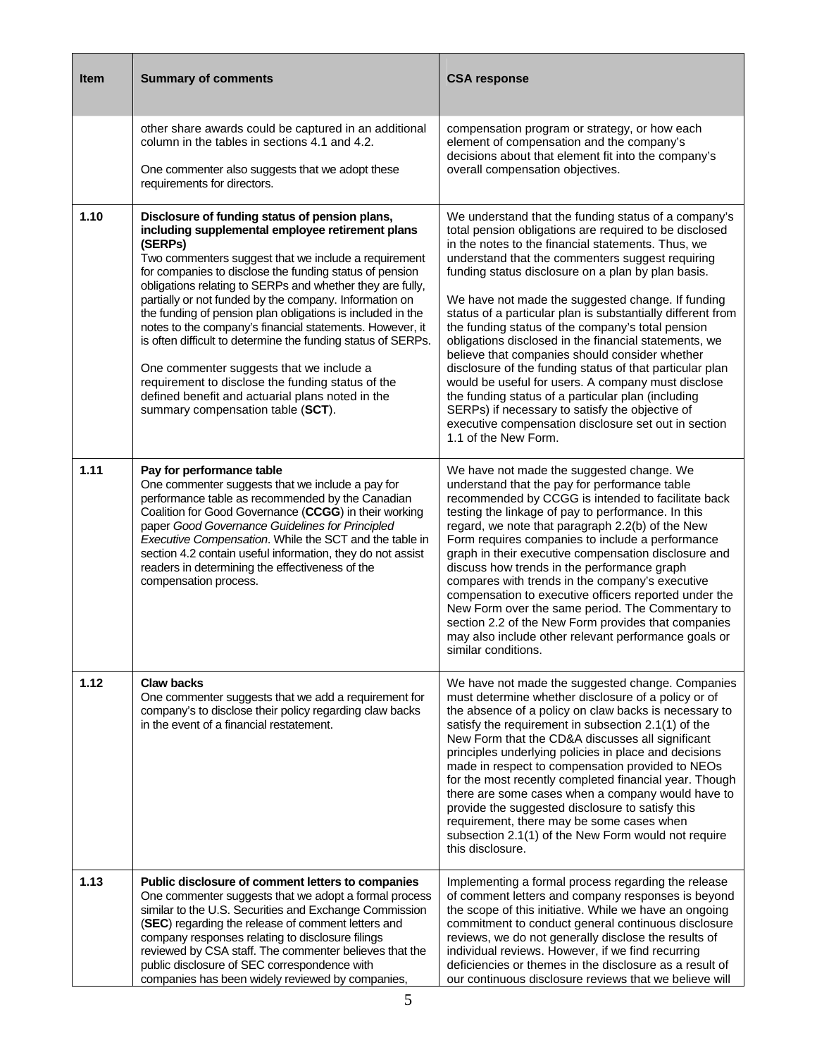| Item | Summary of comments | CSA response |
| --- | --- | --- |
| | other share awards could be captured in an additional column in the tables in sections 4.1 and 4.2.<br><br>One commenter also suggests that we adopt these requirements for directors. | compensation program or strategy, or how each element of compensation and the company's decisions about that element fit into the company's overall compensation objectives. |
| 1.10 | **Disclosure of funding status of pension plans, including supplemental employee retirement plans (SERPs)**<br>Two commenters suggest that we include a requirement for companies to disclose the funding status of pension obligations relating to SERPs and whether they are fully, partially or not funded by the company. Information on the funding of pension plan obligations is included in the notes to the company's financial statements. However, it is often difficult to determine the funding status of SERPs.<br><br>One commenter suggests that we include a requirement to disclose the funding status of the defined benefit and actuarial plans noted in the summary compensation table (**SCT**). | We understand that the funding status of a company's total pension obligations are required to be disclosed in the notes to the financial statements. Thus, we understand that the commenters suggest requiring funding status disclosure on a plan by plan basis.<br><br>We have not made the suggested change. If funding status of a particular plan is substantially different from the funding status of the company's total pension obligations disclosed in the financial statements, we believe that companies should consider whether disclosure of the funding status of that particular plan would be useful for users. A company must disclose the funding status of a particular plan (including SERPs) if necessary to satisfy the objective of executive compensation disclosure set out in section 1.1 of the New Form. |
| 1.11 | **Pay for performance table**<br>One commenter suggests that we include a pay for performance table as recommended by the Canadian Coalition for Good Governance (**CCGG**) in their working paper *Good Governance Guidelines for Principled Executive Compensation*. While the SCT and the table in section 4.2 contain useful information, they do not assist readers in determining the effectiveness of the compensation process. | We have not made the suggested change. We understand that the pay for performance table recommended by CCGG is intended to facilitate back testing the linkage of pay to performance. In this regard, we note that paragraph 2.2(b) of the New Form requires companies to include a performance graph in their executive compensation disclosure and discuss how trends in the performance graph compares with trends in the company's executive compensation to executive officers reported under the New Form over the same period. The Commentary to section 2.2 of the New Form provides that companies may also include other relevant performance goals or similar conditions. |
| 1.12 | **Claw backs**<br>One commenter suggests that we add a requirement for company's to disclose their policy regarding claw backs in the event of a financial restatement. | We have not made the suggested change. Companies must determine whether disclosure of a policy or of the absence of a policy on claw backs is necessary to satisfy the requirement in subsection 2.1(1) of the New Form that the CD&A discusses all significant principles underlying policies in place and decisions made in respect to compensation provided to NEOs for the most recently completed financial year. Though there are some cases when a company would have to provide the suggested disclosure to satisfy this requirement, there may be some cases when subsection 2.1(1) of the New Form would not require this disclosure. |
| 1.13 | **Public disclosure of comment letters to companies**<br>One commenter suggests that we adopt a formal process similar to the U.S. Securities and Exchange Commission (**SEC**) regarding the release of comment letters and company responses relating to disclosure filings reviewed by CSA staff. The commenter believes that the public disclosure of SEC correspondence with companies has been widely reviewed by companies, | Implementing a formal process regarding the release of comment letters and company responses is beyond the scope of this initiative. While we have an ongoing commitment to conduct general continuous disclosure reviews, we do not generally disclose the results of individual reviews. However, if we find recurring deficiencies or themes in the disclosure as a result of our continuous disclosure reviews that we believe will |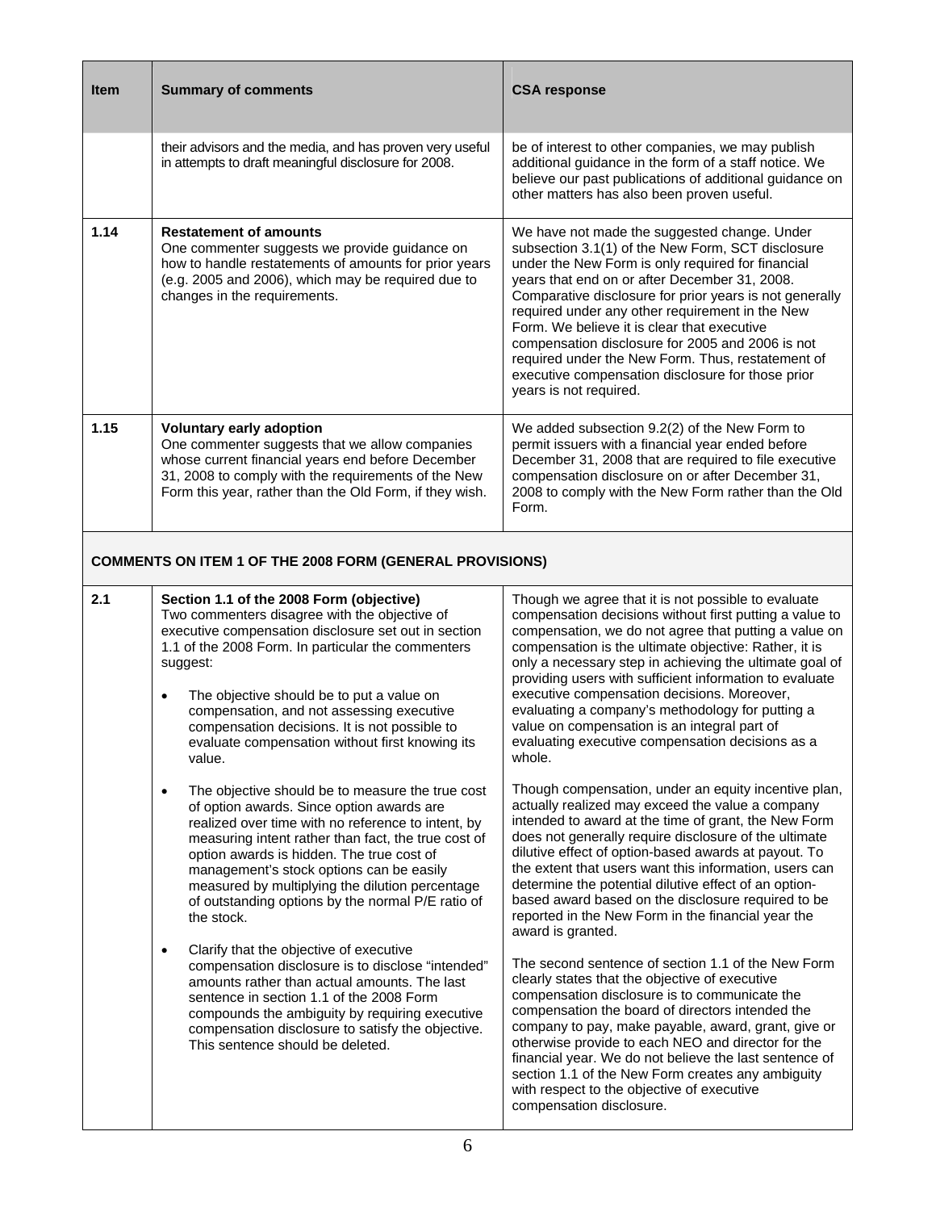| Item | Summary of comments | CSA response |
|---|---|---|
| | their advisors and the media, and has proven very useful in attempts to draft meaningful disclosure for 2008. | be of interest to other companies, we may publish additional guidance in the form of a staff notice. We believe our past publications of additional guidance on other matters has also been proven useful. |
| 1.14 | **Restatement of amounts**<br>One commenter suggests we provide guidance on how to handle restatements of amounts for prior years (e.g. 2005 and 2006), which may be required due to changes in the requirements. | We have not made the suggested change. Under subsection 3.1(1) of the New Form, SCT disclosure under the New Form is only required for financial years that end on or after December 31, 2008. Comparative disclosure for prior years is not generally required under any other requirement in the New Form. We believe it is clear that executive compensation disclosure for 2005 and 2006 is not required under the New Form. Thus, restatement of executive compensation disclosure for those prior years is not required. |
| 1.15 | **Voluntary early adoption**<br>One commenter suggests that we allow companies whose current financial years end before December 31, 2008 to comply with the requirements of the New Form this year, rather than the Old Form, if they wish. | We added subsection 9.2(2) of the New Form to permit issuers with a financial year ended before December 31, 2008 that are required to file executive compensation disclosure on or after December 31, 2008 to comply with the New Form rather than the Old Form. |
| **COMMENTS ON ITEM 1 OF THE 2008 FORM (GENERAL PROVISIONS)** | | |
| 2.1 | **Section 1.1 of the 2008 Form (objective)**<br>Two commenters disagree with the objective of executive compensation disclosure set out in section 1.1 of the 2008 Form. In particular the commenters suggest:<br><br>• The objective should be to put a value on compensation, and not assessing executive compensation decisions. It is not possible to evaluate compensation without first knowing its value.<br><br>• The objective should be to measure the true cost of option awards. Since option awards are realized over time with no reference to intent, by measuring intent rather than fact, the true cost of option awards is hidden. The true cost of management's stock options can be easily measured by multiplying the dilution percentage of outstanding options by the normal P/E ratio of the stock.<br><br>• Clarify that the objective of executive compensation disclosure is to disclose "intended" amounts rather than actual amounts. The last sentence in section 1.1 of the 2008 Form compounds the ambiguity by requiring executive compensation disclosure to satisfy the objective. This sentence should be deleted. | Though we agree that it is not possible to evaluate compensation decisions without first putting a value to compensation, we do not agree that putting a value on compensation is the ultimate objective: Rather, it is only a necessary step in achieving the ultimate goal of providing users with sufficient information to evaluate executive compensation decisions. Moreover, evaluating a company's methodology for putting a value on compensation is an integral part of evaluating executive compensation decisions as a whole.<br><br>Though compensation, under an equity incentive plan, actually realized may exceed the value a company intended to award at the time of grant, the New Form does not generally require disclosure of the ultimate dilutive effect of option-based awards at payout. To the extent that users want this information, users can determine the potential dilutive effect of an option-based award based on the disclosure required to be reported in the New Form in the financial year the award is granted.<br><br>The second sentence of section 1.1 of the New Form clearly states that the objective of executive compensation disclosure is to communicate the compensation the board of directors intended the company to pay, make payable, award, grant, give or otherwise provide to each NEO and director for the financial year. We do not believe the last sentence of section 1.1 of the New Form creates any ambiguity with respect to the objective of executive compensation disclosure. |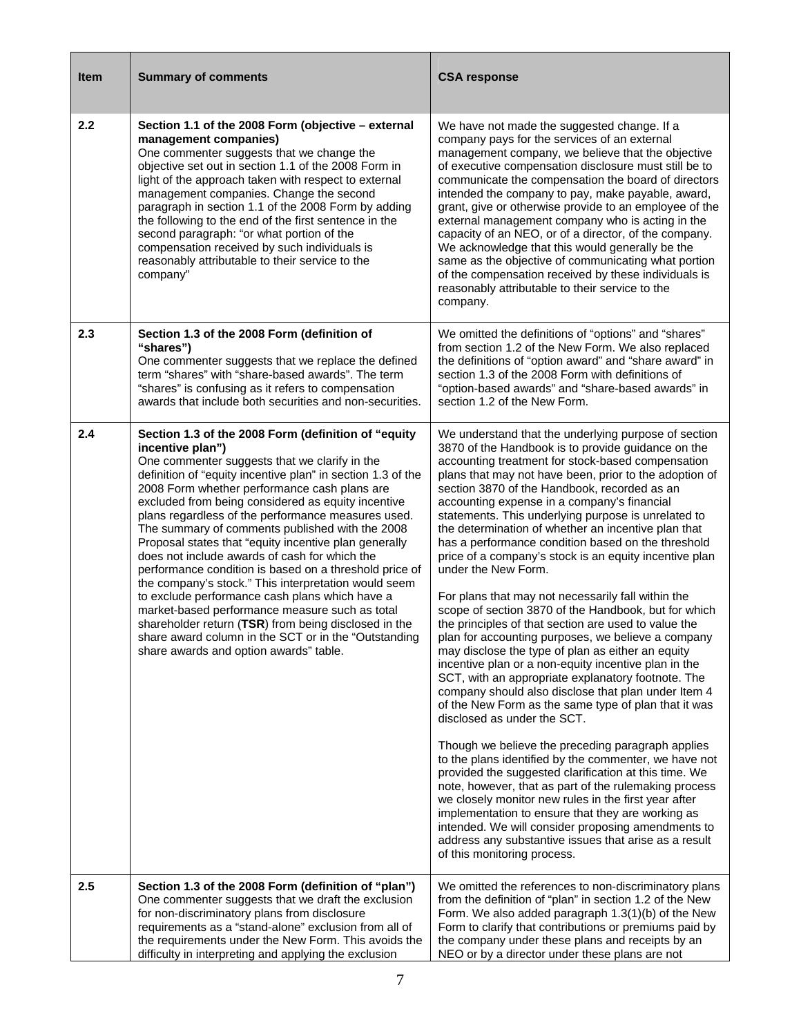| Item | Summary of comments | CSA response |
|---|---|---|
| 2.2 | **Section 1.1 of the 2008 Form (objective – external management companies)**<br>One commenter suggests that we change the objective set out in section 1.1 of the 2008 Form in light of the approach taken with respect to external management companies. Change the second paragraph in section 1.1 of the 2008 Form by adding the following to the end of the first sentence in the second paragraph: "or what portion of the compensation received by such individuals is reasonably attributable to their service to the company" | We have not made the suggested change. If a company pays for the services of an external management company, we believe that the objective of executive compensation disclosure must still be to communicate the compensation the board of directors intended the company to pay, make payable, award, grant, give or otherwise provide to an employee of the external management company who is acting in the capacity of an NEO, or of a director, of the company. We acknowledge that this would generally be the same as the objective of communicating what portion of the compensation received by these individuals is reasonably attributable to their service to the company. |
| 2.3 | **Section 1.3 of the 2008 Form (definition of "shares")**<br>One commenter suggests that we replace the defined term "shares" with "share-based awards". The term "shares" is confusing as it refers to compensation awards that include both securities and non-securities. | We omitted the definitions of "options" and "shares" from section 1.2 of the New Form. We also replaced the definitions of "option award" and "share award" in section 1.3 of the 2008 Form with definitions of "option-based awards" and "share-based awards" in section 1.2 of the New Form. |
| 2.4 | **Section 1.3 of the 2008 Form (definition of "equity incentive plan")**<br>One commenter suggests that we clarify in the definition of "equity incentive plan" in section 1.3 of the 2008 Form whether performance cash plans are excluded from being considered as equity incentive plans regardless of the performance measures used. The summary of comments published with the 2008 Proposal states that "equity incentive plan generally does not include awards of cash for which the performance condition is based on a threshold price of the company's stock." This interpretation would seem to exclude performance cash plans which have a market-based performance measure such as total shareholder return (**TSR**) from being disclosed in the share award column in the SCT or in the "Outstanding share awards and option awards" table. | We understand that the underlying purpose of section 3870 of the Handbook is to provide guidance on the accounting treatment for stock-based compensation plans that may not have been, prior to the adoption of section 3870 of the Handbook, recorded as an accounting expense in a company's financial statements. This underlying purpose is unrelated to the determination of whether an incentive plan that has a performance condition based on the threshold price of a company's stock is an equity incentive plan under the New Form.<br><br>For plans that may not necessarily fall within the scope of section 3870 of the Handbook, but for which the principles of that section are used to value the plan for accounting purposes, we believe a company may disclose the type of plan as either an equity incentive plan or a non-equity incentive plan in the SCT, with an appropriate explanatory footnote. The company should also disclose that plan under Item 4 of the New Form as the same type of plan that it was disclosed as under the SCT.<br><br>Though we believe the preceding paragraph applies to the plans identified by the commenter, we have not provided the suggested clarification at this time. We note, however, that as part of the rulemaking process we closely monitor new rules in the first year after implementation to ensure that they are working as intended. We will consider proposing amendments to address any substantive issues that arise as a result of this monitoring process. |
| 2.5 | **Section 1.3 of the 2008 Form (definition of "plan")**<br>One commenter suggests that we draft the exclusion for non-discriminatory plans from disclosure requirements as a "stand-alone" exclusion from all of the requirements under the New Form. This avoids the difficulty in interpreting and applying the exclusion | We omitted the references to non-discriminatory plans from the definition of "plan" in section 1.2 of the New Form. We also added paragraph 1.3(1)(b) of the New Form to clarify that contributions or premiums paid by the company under these plans and receipts by an NEO or by a director under these plans are not |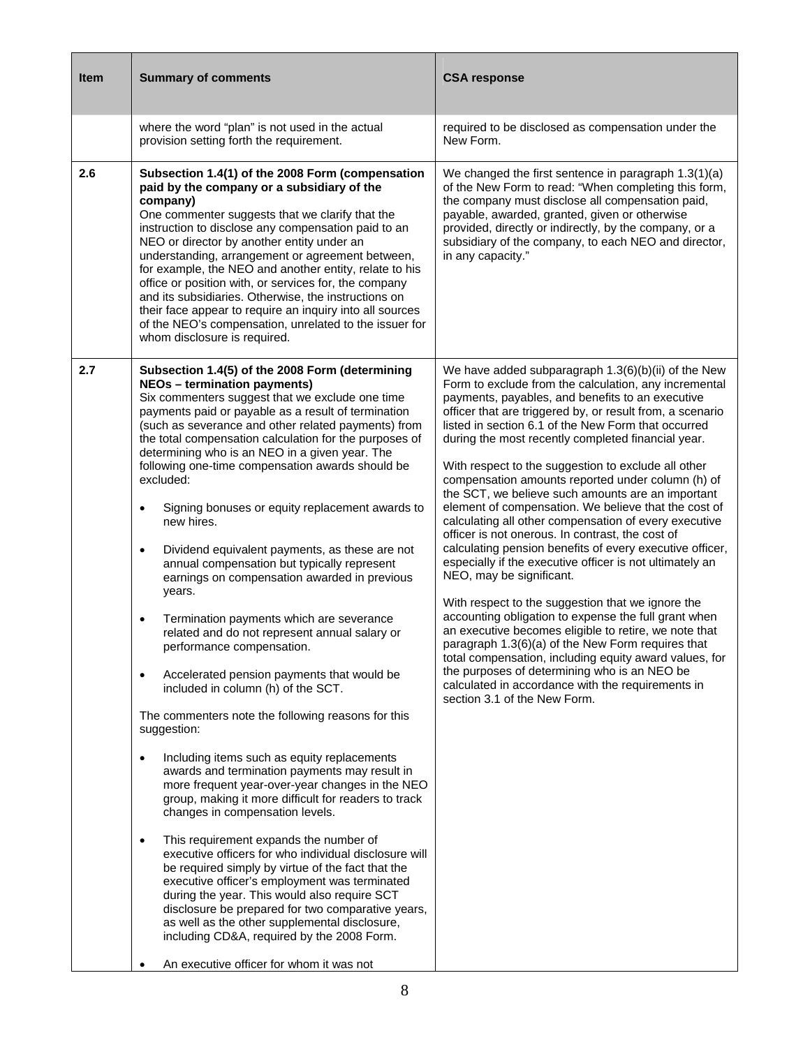| Item | Summary of comments | CSA response |
|---|---|---|
| | where the word "plan" is not used in the actual provision setting forth the requirement. | required to be disclosed as compensation under the New Form. |
| 2.6 | **Subsection 1.4(1) of the 2008 Form (compensation paid by the company or a subsidiary of the company)**<br>One commenter suggests that we clarify that the instruction to disclose any compensation paid to an NEO or director by another entity under an understanding, arrangement or agreement between, for example, the NEO and another entity, relate to his office or position with, or services for, the company and its subsidiaries. Otherwise, the instructions on their face appear to require an inquiry into all sources of the NEO's compensation, unrelated to the issuer for whom disclosure is required. | We changed the first sentence in paragraph 1.3(1)(a) of the New Form to read: "When completing this form, the company must disclose all compensation paid, payable, awarded, granted, given or otherwise provided, directly or indirectly, by the company, or a subsidiary of the company, to each NEO and director, in any capacity." |
| 2.7 | **Subsection 1.4(5) of the 2008 Form (determining NEOs – termination payments)**<br>Six commenters suggest that we exclude one time payments paid or payable as a result of termination (such as severance and other related payments) from the total compensation calculation for the purposes of determining who is an NEO in a given year. The following one-time compensation awards should be excluded:<br><br>• Signing bonuses or equity replacement awards to new hires.<br><br>• Dividend equivalent payments, as these are not annual compensation but typically represent earnings on compensation awarded in previous years.<br><br>• Termination payments which are severance related and do not represent annual salary or performance compensation.<br><br>• Accelerated pension payments that would be included in column (h) of the SCT.<br><br>The commenters note the following reasons for this suggestion:<br><br>• Including items such as equity replacements awards and termination payments may result in more frequent year-over-year changes in the NEO group, making it more difficult for readers to track changes in compensation levels.<br><br>• This requirement expands the number of executive officers for who individual disclosure will be required simply by virtue of the fact that the executive officer's employment was terminated during the year. This would also require SCT disclosure be prepared for two comparative years, as well as the other supplemental disclosure, including CD&A, required by the 2008 Form.<br><br>• An executive officer for whom it was not | We have added subparagraph 1.3(6)(b)(ii) of the New Form to exclude from the calculation, any incremental payments, payables, and benefits to an executive officer that are triggered by, or result from, a scenario listed in section 6.1 of the New Form that occurred during the most recently completed financial year.<br><br>With respect to the suggestion to exclude all other compensation amounts reported under column (h) of the SCT, we believe such amounts are an important element of compensation. We believe that the cost of calculating all other compensation of every executive officer is not onerous. In contrast, the cost of calculating pension benefits of every executive officer, especially if the executive officer is not ultimately an NEO, may be significant.<br><br>With respect to the suggestion that we ignore the accounting obligation to expense the full grant when an executive becomes eligible to retire, we note that paragraph 1.3(6)(a) of the New Form requires that total compensation, including equity award values, for the purposes of determining who is an NEO be calculated in accordance with the requirements in section 3.1 of the New Form. |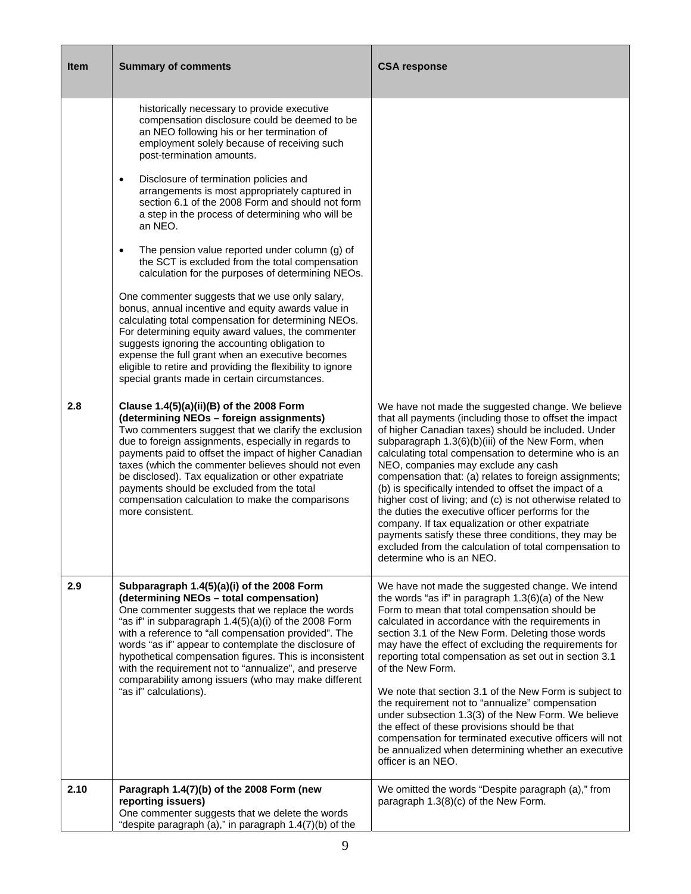| Item | Summary of comments | CSA response |
|---|---|---|
| | historically necessary to provide executive compensation disclosure could be deemed to be an NEO following his or her termination of employment solely because of receiving such post-termination amounts.<br><br>• Disclosure of termination policies and arrangements is most appropriately captured in section 6.1 of the 2008 Form and should not form a step in the process of determining who will be an NEO.<br><br>• The pension value reported under column (g) of the SCT is excluded from the total compensation calculation for the purposes of determining NEOs.<br><br>One commenter suggests that we use only salary, bonus, annual incentive and equity awards value in calculating total compensation for determining NEOs. For determining equity award values, the commenter suggests ignoring the accounting obligation to expense the full grant when an executive becomes eligible to retire and providing the flexibility to ignore special grants made in certain circumstances. | |
| 2.8 | **Clause 1.4(5)(a)(ii)(B) of the 2008 Form (determining NEOs – foreign assignments)**<br>Two commenters suggest that we clarify the exclusion due to foreign assignments, especially in regards to payments paid to offset the impact of higher Canadian taxes (which the commenter believes should not even be disclosed). Tax equalization or other expatriate payments should be excluded from the total compensation calculation to make the comparisons more consistent. | We have not made the suggested change. We believe that all payments (including those to offset the impact of higher Canadian taxes) should be included. Under subparagraph 1.3(6)(b)(iii) of the New Form, when calculating total compensation to determine who is an NEO, companies may exclude any cash compensation that: (a) relates to foreign assignments; (b) is specifically intended to offset the impact of a higher cost of living; and (c) is not otherwise related to the duties the executive officer performs for the company. If tax equalization or other expatriate payments satisfy these three conditions, they may be excluded from the calculation of total compensation to determine who is an NEO. |
| 2.9 | **Subparagraph 1.4(5)(a)(i) of the 2008 Form (determining NEOs – total compensation)**<br>One commenter suggests that we replace the words "as if" in subparagraph 1.4(5)(a)(i) of the 2008 Form with a reference to "all compensation provided". The words "as if" appear to contemplate the disclosure of hypothetical compensation figures. This is inconsistent with the requirement not to "annualize", and preserve comparability among issuers (who may make different "as if" calculations). | We have not made the suggested change. We intend the words "as if" in paragraph 1.3(6)(a) of the New Form to mean that total compensation should be calculated in accordance with the requirements in section 3.1 of the New Form. Deleting those words may have the effect of excluding the requirements for reporting total compensation as set out in section 3.1 of the New Form.<br><br>We note that section 3.1 of the New Form is subject to the requirement not to "annualize" compensation under subsection 1.3(3) of the New Form. We believe the effect of these provisions should be that compensation for terminated executive officers will not be annualized when determining whether an executive officer is an NEO. |
| 2.10 | **Paragraph 1.4(7)(b) of the 2008 Form (new reporting issuers)**<br>One commenter suggests that we delete the words "despite paragraph (a)," in paragraph 1.4(7)(b) of the | We omitted the words "Despite paragraph (a)," from paragraph 1.3(8)(c) of the New Form. |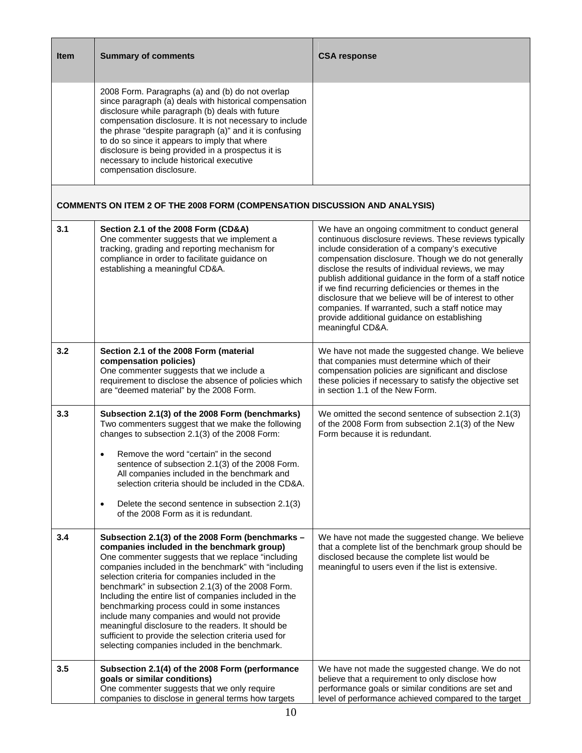| Item | Summary of comments | CSA response |
| --- | --- | --- |
| | 2008 Form. Paragraphs (a) and (b) do not overlap since paragraph (a) deals with historical compensation disclosure while paragraph (b) deals with future compensation disclosure. It is not necessary to include the phrase "despite paragraph (a)" and it is confusing to do so since it appears to imply that where disclosure is being provided in a prospectus it is necessary to include historical executive compensation disclosure. | |
| **COMMENTS ON ITEM 2 OF THE 2008 FORM (COMPENSATION DISCUSSION AND ANALYSIS)** | | |
| 3.1 | **Section 2.1 of the 2008 Form (CD&A)**<br>One commenter suggests that we implement a tracking, grading and reporting mechanism for compliance in order to facilitate guidance on establishing a meaningful CD&A. | We have an ongoing commitment to conduct general continuous disclosure reviews. These reviews typically include consideration of a company's executive compensation disclosure. Though we do not generally disclose the results of individual reviews, we may publish additional guidance in the form of a staff notice if we find recurring deficiencies or themes in the disclosure that we believe will be of interest to other companies. If warranted, such a staff notice may provide additional guidance on establishing meaningful CD&A. |
| 3.2 | **Section 2.1 of the 2008 Form (material compensation policies)**<br>One commenter suggests that we include a requirement to disclose the absence of policies which are "deemed material" by the 2008 Form. | We have not made the suggested change. We believe that companies must determine which of their compensation policies are significant and disclose these policies if necessary to satisfy the objective set in section 1.1 of the New Form. |
| 3.3 | **Subsection 2.1(3) of the 2008 Form (benchmarks)**<br>Two commenters suggest that we make the following changes to subsection 2.1(3) of the 2008 Form:<br>• Remove the word "certain" in the second sentence of subsection 2.1(3) of the 2008 Form. All companies included in the benchmark and selection criteria should be included in the CD&A.<br>• Delete the second sentence in subsection 2.1(3) of the 2008 Form as it is redundant. | We omitted the second sentence of subsection 2.1(3) of the 2008 Form from subsection 2.1(3) of the New Form because it is redundant. |
| 3.4 | **Subsection 2.1(3) of the 2008 Form (benchmarks – companies included in the benchmark group)**<br>One commenter suggests that we replace "including companies included in the benchmark" with "including selection criteria for companies included in the benchmark" in subsection 2.1(3) of the 2008 Form. Including the entire list of companies included in the benchmarking process could in some instances include many companies and would not provide meaningful disclosure to the readers. It should be sufficient to provide the selection criteria used for selecting companies included in the benchmark. | We have not made the suggested change. We believe that a complete list of the benchmark group should be disclosed because the complete list would be meaningful to users even if the list is extensive. |
| 3.5 | **Subsection 2.1(4) of the 2008 Form (performance goals or similar conditions)**<br>One commenter suggests that we only require companies to disclose in general terms how targets | We have not made the suggested change. We do not believe that a requirement to only disclose how performance goals or similar conditions are set and level of performance achieved compared to the target |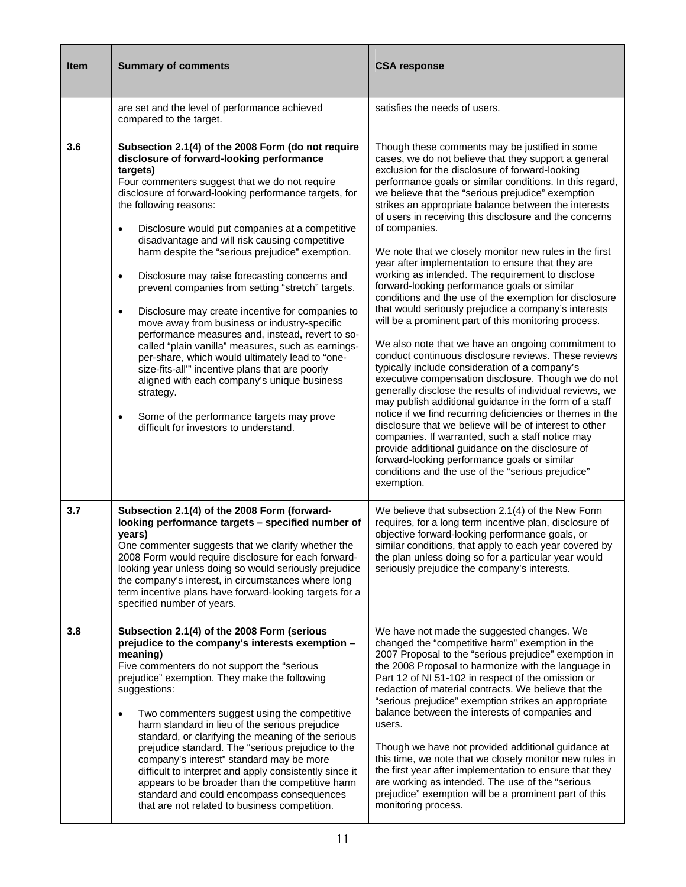| Item | Summary of comments | CSA response |
| --- | --- | --- |
| | are set and the level of performance achieved compared to the target. | satisfies the needs of users. |
| 3.6 | **Subsection 2.1(4) of the 2008 Form (do not require disclosure of forward-looking performance targets)**<br>Four commenters suggest that we do not require disclosure of forward-looking performance targets, for the following reasons:<br>• Disclosure would put companies at a competitive disadvantage and will risk causing competitive harm despite the "serious prejudice" exemption.<br>• Disclosure may raise forecasting concerns and prevent companies from setting "stretch" targets.<br>• Disclosure may create incentive for companies to move away from business or industry-specific performance measures and, instead, revert to so-called "plain vanilla" measures, such as earnings-per-share, which would ultimately lead to "one-size-fits-all'" incentive plans that are poorly aligned with each company's unique business strategy.<br>• Some of the performance targets may prove difficult for investors to understand. | Though these comments may be justified in some cases, we do not believe that they support a general exclusion for the disclosure of forward-looking performance goals or similar conditions. In this regard, we believe that the "serious prejudice" exemption strikes an appropriate balance between the interests of users in receiving this disclosure and the concerns of companies.<br><br>We note that we closely monitor new rules in the first year after implementation to ensure that they are working as intended. The requirement to disclose forward-looking performance goals or similar conditions and the use of the exemption for disclosure that would seriously prejudice a company's interests will be a prominent part of this monitoring process.<br><br>We also note that we have an ongoing commitment to conduct continuous disclosure reviews. These reviews typically include consideration of a company's executive compensation disclosure. Though we do not generally disclose the results of individual reviews, we may publish additional guidance in the form of a staff notice if we find recurring deficiencies or themes in the disclosure that we believe will be of interest to other companies. If warranted, such a staff notice may provide additional guidance on the disclosure of forward-looking performance goals or similar conditions and the use of the "serious prejudice" exemption. |
| 3.7 | **Subsection 2.1(4) of the 2008 Form (forward-looking performance targets – specified number of years)**<br>One commenter suggests that we clarify whether the 2008 Form would require disclosure for each forward-looking year unless doing so would seriously prejudice the company's interest, in circumstances where long term incentive plans have forward-looking targets for a specified number of years. | We believe that subsection 2.1(4) of the New Form requires, for a long term incentive plan, disclosure of objective forward-looking performance goals, or similar conditions, that apply to each year covered by the plan unless doing so for a particular year would seriously prejudice the company's interests. |
| 3.8 | **Subsection 2.1(4) of the 2008 Form (serious prejudice to the company's interests exemption – meaning)**<br>Five commenters do not support the "serious prejudice" exemption. They make the following suggestions:<br>• Two commenters suggest using the competitive harm standard in lieu of the serious prejudice standard, or clarifying the meaning of the serious prejudice standard. The "serious prejudice to the company's interest" standard may be more difficult to interpret and apply consistently since it appears to be broader than the competitive harm standard and could encompass consequences that are not related to business competition. | We have not made the suggested changes. We changed the "competitive harm" exemption in the 2007 Proposal to the "serious prejudice" exemption in the 2008 Proposal to harmonize with the language in Part 12 of NI 51-102 in respect of the omission or redaction of material contracts. We believe that the "serious prejudice" exemption strikes an appropriate balance between the interests of companies and users.<br><br>Though we have not provided additional guidance at this time, we note that we closely monitor new rules in the first year after implementation to ensure that they are working as intended. The use of the "serious prejudice" exemption will be a prominent part of this monitoring process. |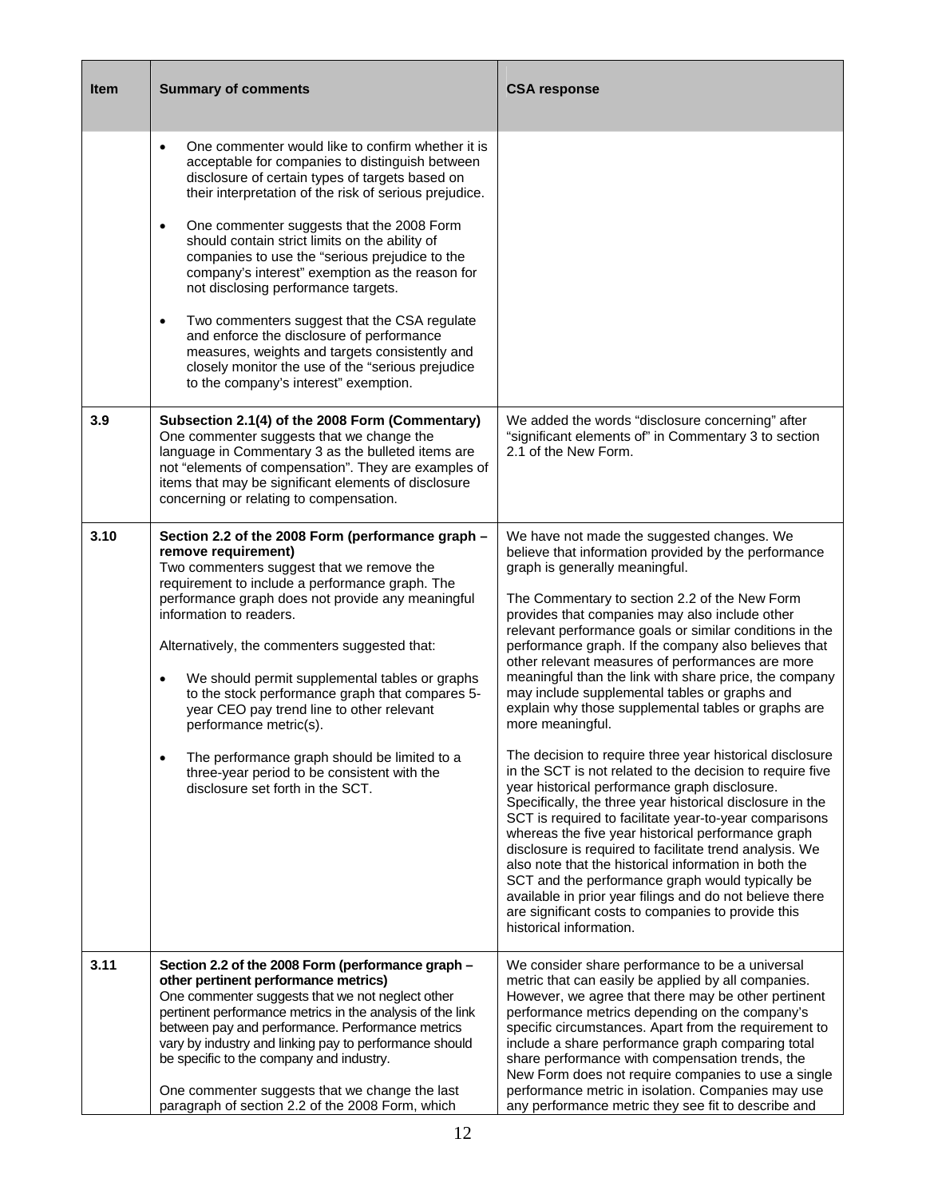| Item | Summary of comments | CSA response |
|---|---|---|
| | • One commenter would like to confirm whether it is acceptable for companies to distinguish between disclosure of certain types of targets based on their interpretation of the risk of serious prejudice.<br><br>• One commenter suggests that the 2008 Form should contain strict limits on the ability of companies to use the "serious prejudice to the company's interest" exemption as the reason for not disclosing performance targets.<br><br>• Two commenters suggest that the CSA regulate and enforce the disclosure of performance measures, weights and targets consistently and closely monitor the use of the "serious prejudice to the company's interest" exemption. | |
| 3.9 | **Subsection 2.1(4) of the 2008 Form (Commentary)**<br>One commenter suggests that we change the language in Commentary 3 as the bulleted items are not "elements of compensation". They are examples of items that may be significant elements of disclosure concerning or relating to compensation. | We added the words "disclosure concerning" after "significant elements of" in Commentary 3 to section 2.1 of the New Form. |
| 3.10 | **Section 2.2 of the 2008 Form (performance graph – remove requirement)**<br>Two commenters suggest that we remove the requirement to include a performance graph. The performance graph does not provide any meaningful information to readers.<br><br>Alternatively, the commenters suggested that:<br><br>• We should permit supplemental tables or graphs to the stock performance graph that compares 5-year CEO pay trend line to other relevant performance metric(s).<br><br>• The performance graph should be limited to a three-year period to be consistent with the disclosure set forth in the SCT. | We have not made the suggested changes. We believe that information provided by the performance graph is generally meaningful.<br><br>The Commentary to section 2.2 of the New Form provides that companies may also include other relevant performance goals or similar conditions in the performance graph. If the company also believes that other relevant measures of performances are more meaningful than the link with share price, the company may include supplemental tables or graphs and explain why those supplemental tables or graphs are more meaningful.<br><br>The decision to require three year historical disclosure in the SCT is not related to the decision to require five year historical performance graph disclosure. Specifically, the three year historical disclosure in the SCT is required to facilitate year-to-year comparisons whereas the five year historical performance graph disclosure is required to facilitate trend analysis. We also note that the historical information in both the SCT and the performance graph would typically be available in prior year filings and do not believe there are significant costs to companies to provide this historical information. |
| 3.11 | **Section 2.2 of the 2008 Form (performance graph – other pertinent performance metrics)**<br>One commenter suggests that we not neglect other pertinent performance metrics in the analysis of the link between pay and performance. Performance metrics vary by industry and linking pay to performance should be specific to the company and industry.<br><br>One commenter suggests that we change the last paragraph of section 2.2 of the 2008 Form, which | We consider share performance to be a universal metric that can easily be applied by all companies. However, we agree that there may be other pertinent performance metrics depending on the company's specific circumstances. Apart from the requirement to include a share performance graph comparing total share performance with compensation trends, the New Form does not require companies to use a single performance metric in isolation. Companies may use any performance metric they see fit to describe and |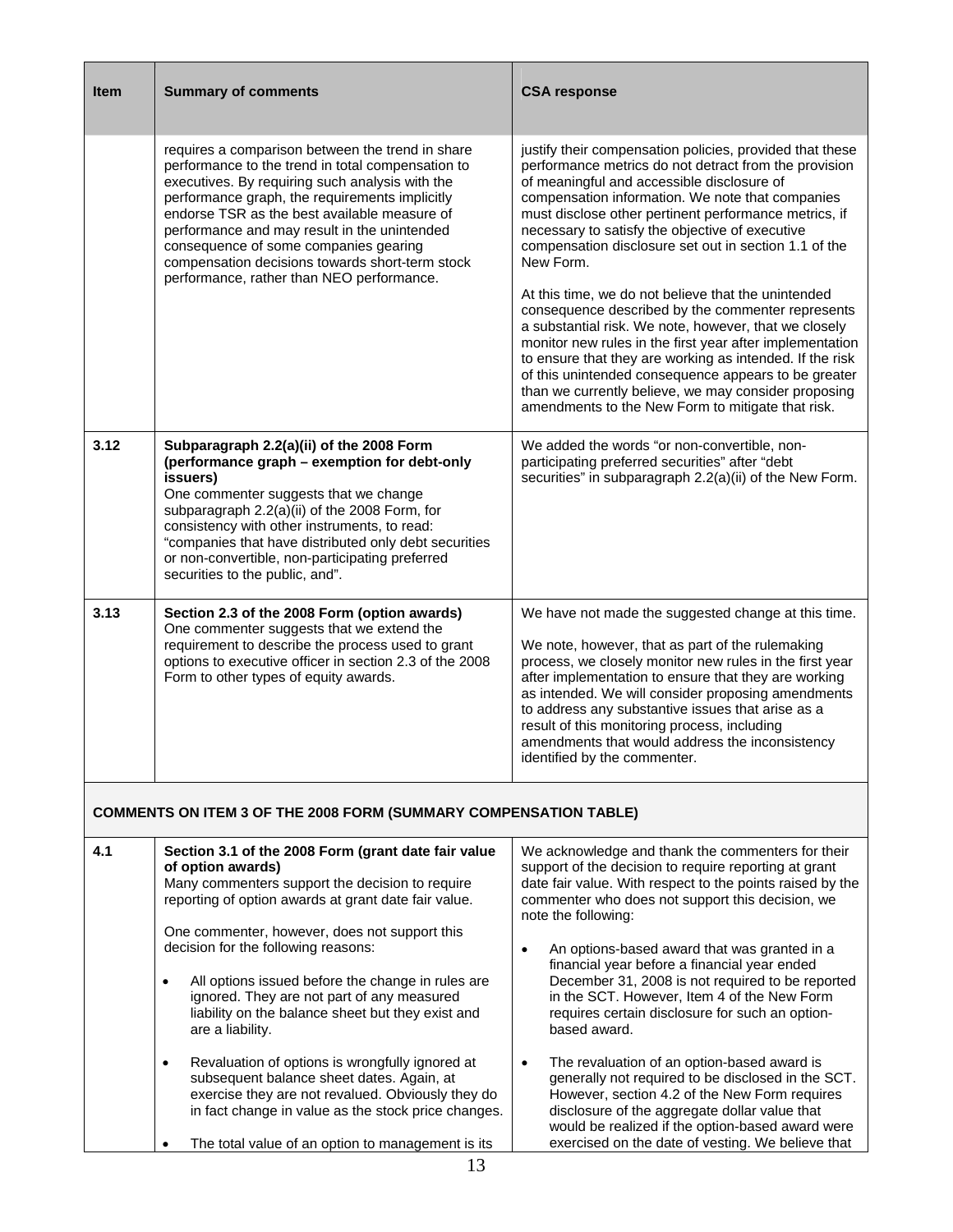| Item | Summary of comments | CSA response |
|---|---|---|
| | requires a comparison between the trend in share performance to the trend in total compensation to executives. By requiring such analysis with the performance graph, the requirements implicitly endorse TSR as the best available measure of performance and may result in the unintended consequence of some companies gearing compensation decisions towards short-term stock performance, rather than NEO performance. | justify their compensation policies, provided that these performance metrics do not detract from the provision of meaningful and accessible disclosure of compensation information. We note that companies must disclose other pertinent performance metrics, if necessary to satisfy the objective of executive compensation disclosure set out in section 1.1 of the New Form.<br><br>At this time, we do not believe that the unintended consequence described by the commenter represents a substantial risk. We note, however, that we closely monitor new rules in the first year after implementation to ensure that they are working as intended. If the risk of this unintended consequence appears to be greater than we currently believe, we may consider proposing amendments to the New Form to mitigate that risk. |
| 3.12 | **Subparagraph 2.2(a)(ii) of the 2008 Form (performance graph – exemption for debt-only issuers)**<br>One commenter suggests that we change subparagraph 2.2(a)(ii) of the 2008 Form, for consistency with other instruments, to read: "companies that have distributed only debt securities or non-convertible, non-participating preferred securities to the public, and". | We added the words "or non-convertible, non-participating preferred securities" after "debt securities" in subparagraph 2.2(a)(ii) of the New Form. |
| 3.13 | **Section 2.3 of the 2008 Form (option awards)**<br>One commenter suggests that we extend the requirement to describe the process used to grant options to executive officer in section 2.3 of the 2008 Form to other types of equity awards. | We have not made the suggested change at this time.<br><br>We note, however, that as part of the rulemaking process, we closely monitor new rules in the first year after implementation to ensure that they are working as intended. We will consider proposing amendments to address any substantive issues that arise as a result of this monitoring process, including amendments that would address the inconsistency identified by the commenter. |
| **COMMENTS ON ITEM 3 OF THE 2008 FORM (SUMMARY COMPENSATION TABLE)** | | |
| 4.1 | **Section 3.1 of the 2008 Form (grant date fair value of option awards)**<br>Many commenters support the decision to require reporting of option awards at grant date fair value.<br><br>One commenter, however, does not support this decision for the following reasons:<br><br>• All options issued before the change in rules are ignored. They are not part of any measured liability on the balance sheet but they exist and are a liability.<br><br>• Revaluation of options is wrongfully ignored at subsequent balance sheet dates. Again, at exercise they are not revalued. Obviously they do in fact change in value as the stock price changes.<br><br>• The total value of an option to management is its | We acknowledge and thank the commenters for their support of the decision to require reporting at grant date fair value. With respect to the points raised by the commenter who does not support this decision, we note the following:<br><br>• An options-based award that was granted in a financial year before a financial year ended December 31, 2008 is not required to be reported in the SCT. However, Item 4 of the New Form requires certain disclosure for such an option-based award.<br><br>• The revaluation of an option-based award is generally not required to be disclosed in the SCT. However, section 4.2 of the New Form requires disclosure of the aggregate dollar value that would be realized if the option-based award were exercised on the date of vesting. We believe that |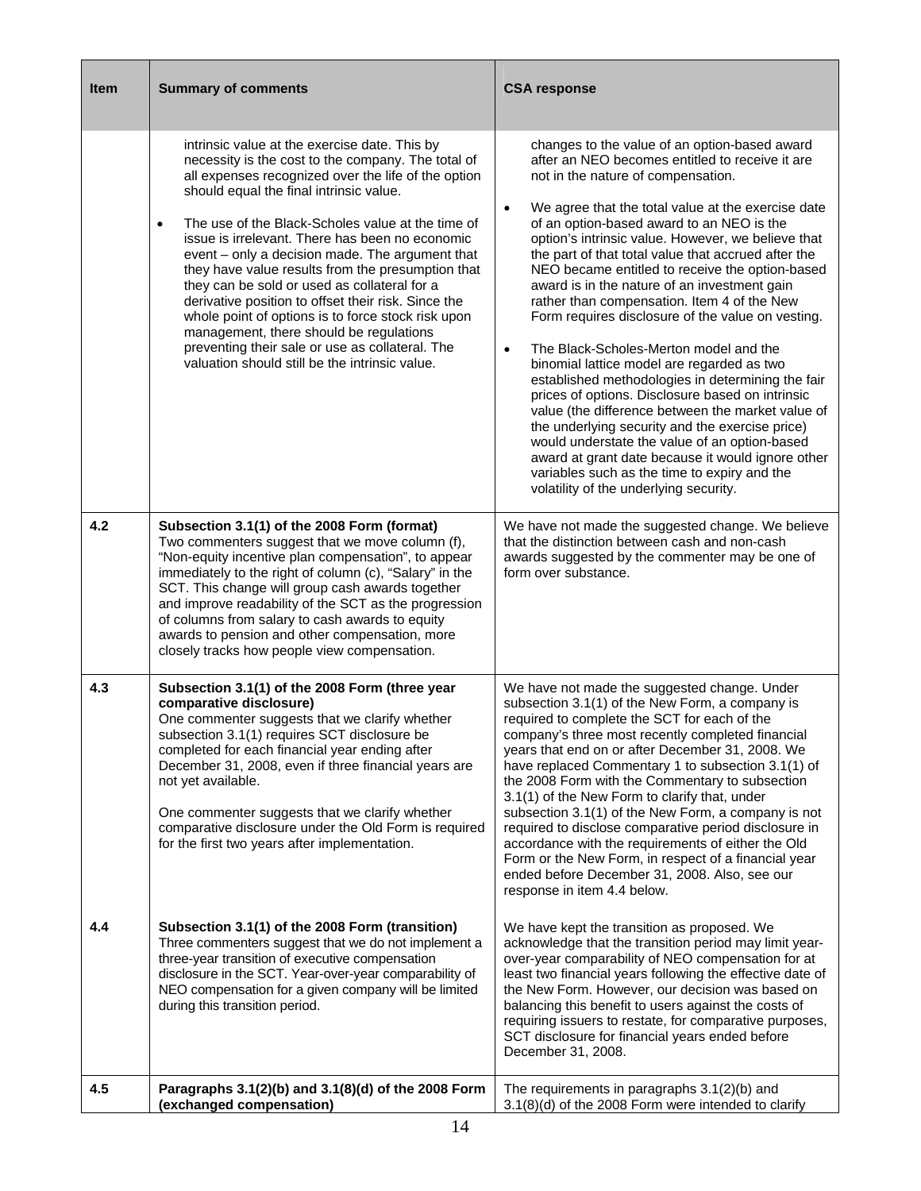| Item | Summary of comments | CSA response |
|---|---|---|
| | intrinsic value at the exercise date. This by necessity is the cost to the company. The total of all expenses recognized over the life of the option should equal the final intrinsic value.<br><br>• The use of the Black-Scholes value at the time of issue is irrelevant. There has been no economic event – only a decision made. The argument that they have value results from the presumption that they can be sold or used as collateral for a derivative position to offset their risk. Since the whole point of options is to force stock risk upon management, there should be regulations preventing their sale or use as collateral. The valuation should still be the intrinsic value. | changes to the value of an option-based award after an NEO becomes entitled to receive it are not in the nature of compensation.<br><br>• We agree that the total value at the exercise date of an option-based award to an NEO is the option's intrinsic value. However, we believe that the part of that total value that accrued after the NEO became entitled to receive the option-based award is in the nature of an investment gain rather than compensation. Item 4 of the New Form requires disclosure of the value on vesting.<br><br>• The Black-Scholes-Merton model and the binomial lattice model are regarded as two established methodologies in determining the fair prices of options. Disclosure based on intrinsic value (the difference between the market value of the underlying security and the exercise price) would understate the value of an option-based award at grant date because it would ignore other variables such as the time to expiry and the volatility of the underlying security. |
| 4.2 | **Subsection 3.1(1) of the 2008 Form (format)**<br>Two commenters suggest that we move column (f), "Non-equity incentive plan compensation", to appear immediately to the right of column (c), "Salary" in the SCT. This change will group cash awards together and improve readability of the SCT as the progression of columns from salary to cash awards to equity awards to pension and other compensation, more closely tracks how people view compensation. | We have not made the suggested change. We believe that the distinction between cash and non-cash awards suggested by the commenter may be one of form over substance. |
| 4.3 | **Subsection 3.1(1) of the 2008 Form (three year comparative disclosure)**<br>One commenter suggests that we clarify whether subsection 3.1(1) requires SCT disclosure be completed for each financial year ending after December 31, 2008, even if three financial years are not yet available.<br><br>One commenter suggests that we clarify whether comparative disclosure under the Old Form is required for the first two years after implementation. | We have not made the suggested change. Under subsection 3.1(1) of the New Form, a company is required to complete the SCT for each of the company's three most recently completed financial years that end on or after December 31, 2008. We have replaced Commentary 1 to subsection 3.1(1) of the 2008 Form with the Commentary to subsection 3.1(1) of the New Form to clarify that, under subsection 3.1(1) of the New Form, a company is not required to disclose comparative period disclosure in accordance with the requirements of either the Old Form or the New Form, in respect of a financial year ended before December 31, 2008. Also, see our response in item 4.4 below. |
| 4.4 | **Subsection 3.1(1) of the 2008 Form (transition)**<br>Three commenters suggest that we do not implement a three-year transition of executive compensation disclosure in the SCT. Year-over-year comparability of NEO compensation for a given company will be limited during this transition period. | We have kept the transition as proposed. We acknowledge that the transition period may limit year-over-year comparability of NEO compensation for at least two financial years following the effective date of the New Form. However, our decision was based on balancing this benefit to users against the costs of requiring issuers to restate, for comparative purposes, SCT disclosure for financial years ended before December 31, 2008. |
| 4.5 | **Paragraphs 3.1(2)(b) and 3.1(8)(d) of the 2008 Form (exchanged compensation)** | The requirements in paragraphs 3.1(2)(b) and 3.1(8)(d) of the 2008 Form were intended to clarify |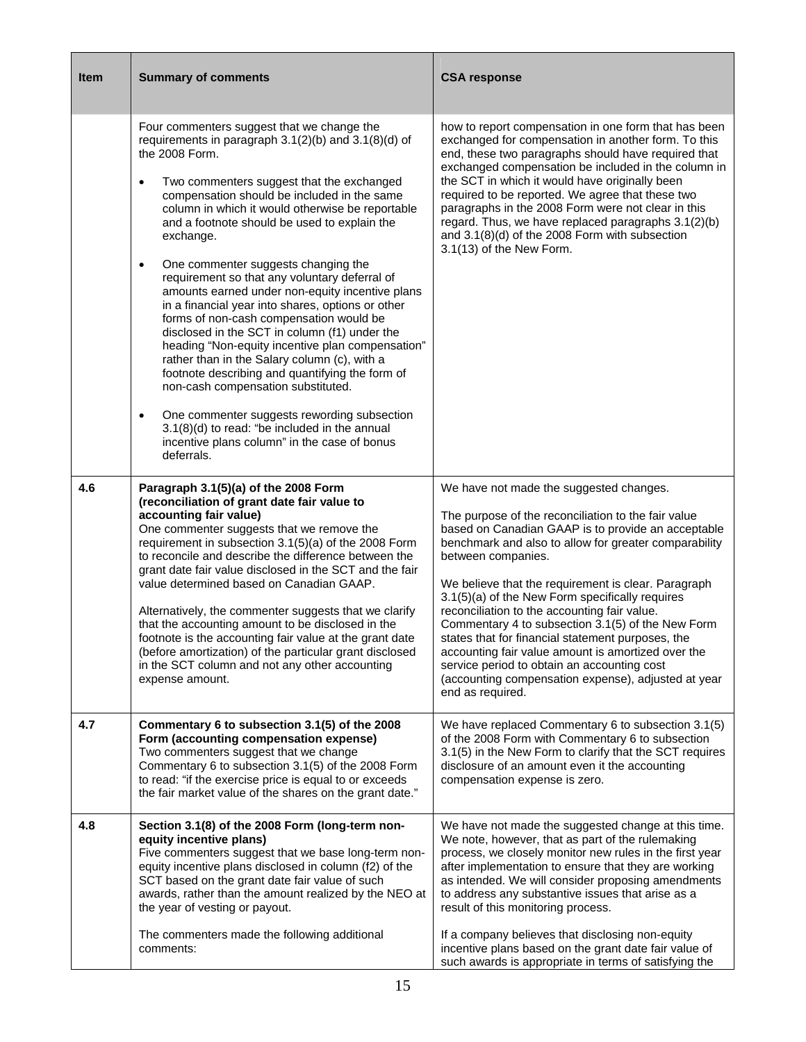| Item | Summary of comments | CSA response |
| --- | --- | --- |
| | Four commenters suggest that we change the requirements in paragraph 3.1(2)(b) and 3.1(8)(d) of the 2008 Form.<br><br>• Two commenters suggest that the exchanged compensation should be included in the same column in which it would otherwise be reportable and a footnote should be used to explain the exchange.<br><br>• One commenter suggests changing the requirement so that any voluntary deferral of amounts earned under non-equity incentive plans in a financial year into shares, options or other forms of non-cash compensation would be disclosed in the SCT in column (f1) under the heading "Non-equity incentive plan compensation" rather than in the Salary column (c), with a footnote describing and quantifying the form of non-cash compensation substituted.<br><br>• One commenter suggests rewording subsection 3.1(8)(d) to read: "be included in the annual incentive plans column" in the case of bonus deferrals. | how to report compensation in one form that has been exchanged for compensation in another form. To this end, these two paragraphs should have required that exchanged compensation be included in the column in the SCT in which it would have originally been required to be reported. We agree that these two paragraphs in the 2008 Form were not clear in this regard. Thus, we have replaced paragraphs 3.1(2)(b) and 3.1(8)(d) of the 2008 Form with subsection 3.1(13) of the New Form. |
| 4.6 | **Paragraph 3.1(5)(a) of the 2008 Form (reconciliation of grant date fair value to accounting fair value)**<br>One commenter suggests that we remove the requirement in subsection 3.1(5)(a) of the 2008 Form to reconcile and describe the difference between the grant date fair value disclosed in the SCT and the fair value determined based on Canadian GAAP.<br><br>Alternatively, the commenter suggests that we clarify that the accounting amount to be disclosed in the footnote is the accounting fair value at the grant date (before amortization) of the particular grant disclosed in the SCT column and not any other accounting expense amount. | We have not made the suggested changes.<br><br>The purpose of the reconciliation to the fair value based on Canadian GAAP is to provide an acceptable benchmark and also to allow for greater comparability between companies.<br><br>We believe that the requirement is clear. Paragraph 3.1(5)(a) of the New Form specifically requires reconciliation to the accounting fair value. Commentary 4 to subsection 3.1(5) of the New Form states that for financial statement purposes, the accounting fair value amount is amortized over the service period to obtain an accounting cost (accounting compensation expense), adjusted at year end as required. |
| 4.7 | **Commentary 6 to subsection 3.1(5) of the 2008 Form (accounting compensation expense)**<br>Two commenters suggest that we change Commentary 6 to subsection 3.1(5) of the 2008 Form to read: "if the exercise price is equal to or exceeds the fair market value of the shares on the grant date." | We have replaced Commentary 6 to subsection 3.1(5) of the 2008 Form with Commentary 6 to subsection 3.1(5) in the New Form to clarify that the SCT requires disclosure of an amount even it the accounting compensation expense is zero. |
| 4.8 | **Section 3.1(8) of the 2008 Form (long-term non-equity incentive plans)**<br>Five commenters suggest that we base long-term non-equity incentive plans disclosed in column (f2) of the SCT based on the grant date fair value of such awards, rather than the amount realized by the NEO at the year of vesting or payout.<br><br>The commenters made the following additional comments: | We have not made the suggested change at this time. We note, however, that as part of the rulemaking process, we closely monitor new rules in the first year after implementation to ensure that they are working as intended. We will consider proposing amendments to address any substantive issues that arise as a result of this monitoring process.<br><br>If a company believes that disclosing non-equity incentive plans based on the grant date fair value of such awards is appropriate in terms of satisfying the |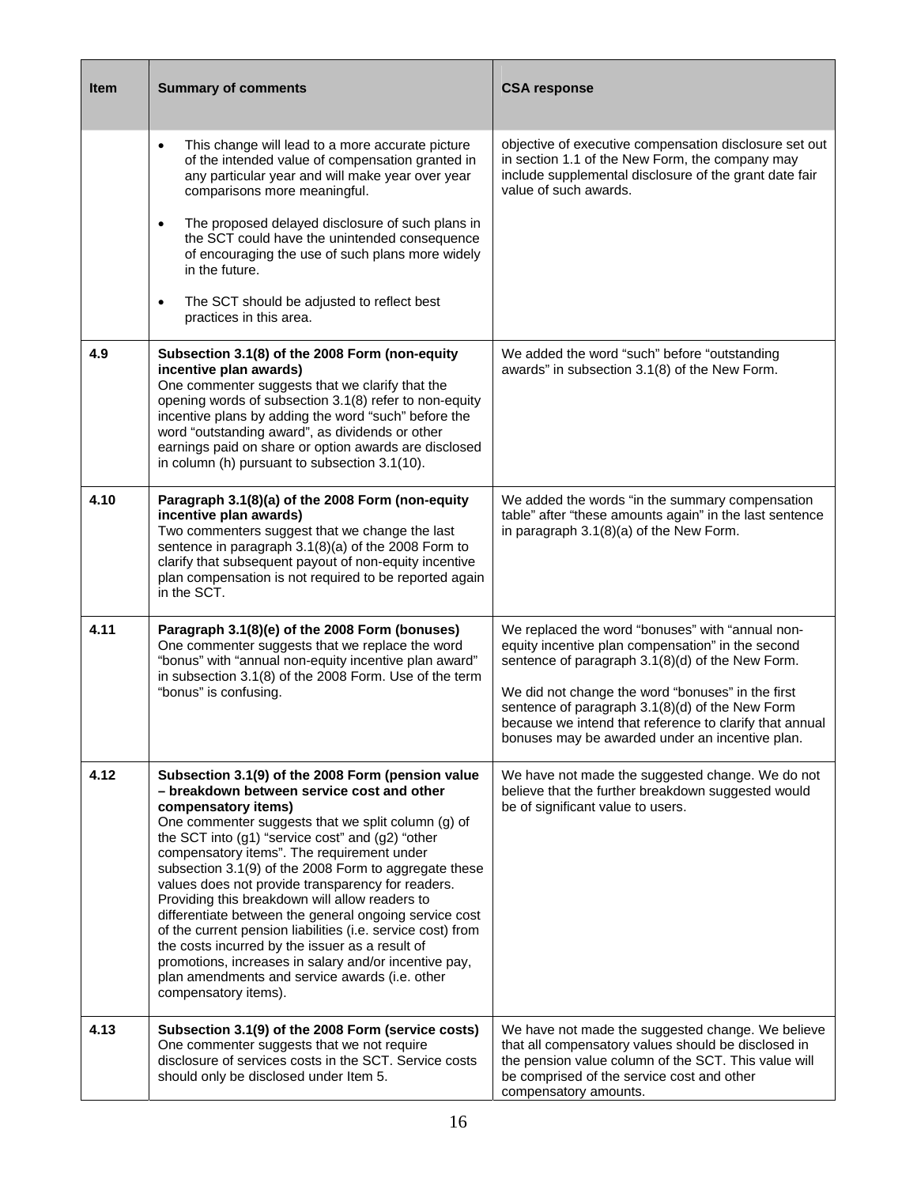| Item | Summary of comments | CSA response |
|---|---|---|
| | • This change will lead to a more accurate picture of the intended value of compensation granted in any particular year and will make year over year comparisons more meaningful.<br><br>• The proposed delayed disclosure of such plans in the SCT could have the unintended consequence of encouraging the use of such plans more widely in the future.<br><br>• The SCT should be adjusted to reflect best practices in this area. | objective of executive compensation disclosure set out in section 1.1 of the New Form, the company may include supplemental disclosure of the grant date fair value of such awards. |
| **4.9** | **Subsection 3.1(8) of the 2008 Form (non-equity incentive plan awards)**<br>One commenter suggests that we clarify that the opening words of subsection 3.1(8) refer to non-equity incentive plans by adding the word "such" before the word "outstanding award", as dividends or other earnings paid on share or option awards are disclosed in column (h) pursuant to subsection 3.1(10). | We added the word "such" before "outstanding awards" in subsection 3.1(8) of the New Form. |
| **4.10** | **Paragraph 3.1(8)(a) of the 2008 Form (non-equity incentive plan awards)**<br>Two commenters suggest that we change the last sentence in paragraph 3.1(8)(a) of the 2008 Form to clarify that subsequent payout of non-equity incentive plan compensation is not required to be reported again in the SCT. | We added the words "in the summary compensation table" after "these amounts again" in the last sentence in paragraph 3.1(8)(a) of the New Form. |
| **4.11** | **Paragraph 3.1(8)(e) of the 2008 Form (bonuses)**<br>One commenter suggests that we replace the word "bonus" with "annual non-equity incentive plan award" in subsection 3.1(8) of the 2008 Form. Use of the term "bonus" is confusing. | We replaced the word "bonuses" with "annual non-equity incentive plan compensation" in the second sentence of paragraph 3.1(8)(d) of the New Form.<br><br>We did not change the word "bonuses" in the first sentence of paragraph 3.1(8)(d) of the New Form because we intend that reference to clarify that annual bonuses may be awarded under an incentive plan. |
| **4.12** | **Subsection 3.1(9) of the 2008 Form (pension value – breakdown between service cost and other compensatory items)**<br>One commenter suggests that we split column (g) of the SCT into (g1) "service cost" and (g2) "other compensatory items". The requirement under subsection 3.1(9) of the 2008 Form to aggregate these values does not provide transparency for readers. Providing this breakdown will allow readers to differentiate between the general ongoing service cost of the current pension liabilities (i.e. service cost) from the costs incurred by the issuer as a result of promotions, increases in salary and/or incentive pay, plan amendments and service awards (i.e. other compensatory items). | We have not made the suggested change. We do not believe that the further breakdown suggested would be of significant value to users. |
| **4.13** | **Subsection 3.1(9) of the 2008 Form (service costs)**<br>One commenter suggests that we not require disclosure of services costs in the SCT. Service costs should only be disclosed under Item 5. | We have not made the suggested change. We believe that all compensatory values should be disclosed in the pension value column of the SCT. This value will be comprised of the service cost and other compensatory amounts. |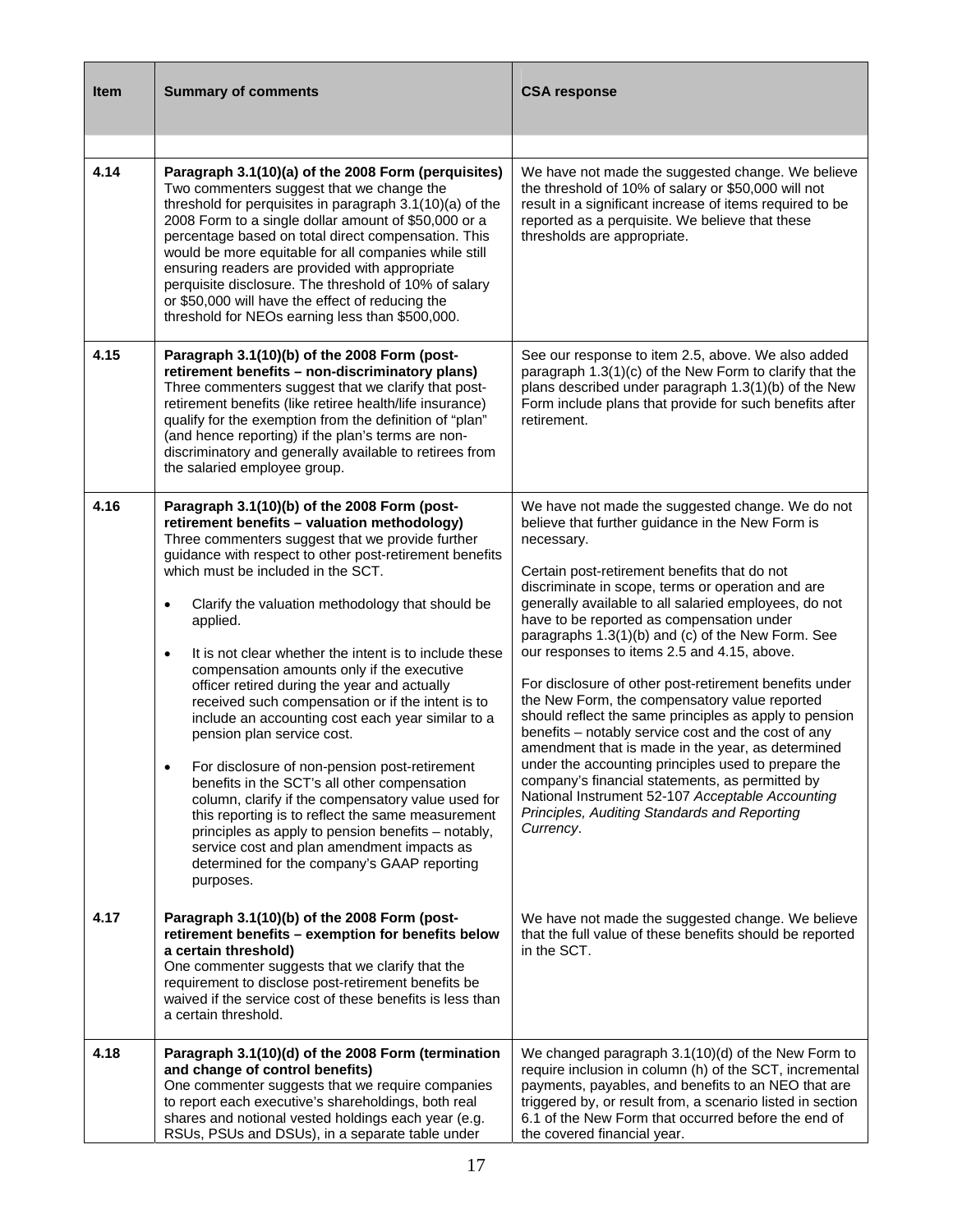| Item | Summary of comments | CSA response |
|---|---|---|
| 4.14 | **Paragraph 3.1(10)(a) of the 2008 Form (perquisites)** Two commenters suggest that we change the threshold for perquisites in paragraph 3.1(10)(a) of the 2008 Form to a single dollar amount of $50,000 or a percentage based on total direct compensation. This would be more equitable for all companies while still ensuring readers are provided with appropriate perquisite disclosure. The threshold of 10% of salary or $50,000 will have the effect of reducing the threshold for NEOs earning less than $500,000. | We have not made the suggested change. We believe the threshold of 10% of salary or $50,000 will not result in a significant increase of items required to be reported as a perquisite. We believe that these thresholds are appropriate. |
| 4.15 | **Paragraph 3.1(10)(b) of the 2008 Form (post-retirement benefits – non-discriminatory plans)** Three commenters suggest that we clarify that post-retirement benefits (like retiree health/life insurance) qualify for the exemption from the definition of "plan" (and hence reporting) if the plan's terms are non-discriminatory and generally available to retirees from the salaried employee group. | See our response to item 2.5, above. We also added paragraph 1.3(1)(c) of the New Form to clarify that the plans described under paragraph 1.3(1)(b) of the New Form include plans that provide for such benefits after retirement. |
| 4.16 | **Paragraph 3.1(10)(b) of the 2008 Form (post-retirement benefits – valuation methodology)** Three commenters suggest that we provide further guidance with respect to other post-retirement benefits which must be included in the SCT.<br><br>• Clarify the valuation methodology that should be applied.<br><br>• It is not clear whether the intent is to include these compensation amounts only if the executive officer retired during the year and actually received such compensation or if the intent is to include an accounting cost each year similar to a pension plan service cost.<br><br>• For disclosure of non-pension post-retirement benefits in the SCT's all other compensation column, clarify if the compensatory value used for this reporting is to reflect the same measurement principles as apply to pension benefits – notably, service cost and plan amendment impacts as determined for the company's GAAP reporting purposes. | We have not made the suggested change. We do not believe that further guidance in the New Form is necessary.<br><br>Certain post-retirement benefits that do not discriminate in scope, terms or operation and are generally available to all salaried employees, do not have to be reported as compensation under paragraphs 1.3(1)(b) and (c) of the New Form. See our responses to items 2.5 and 4.15, above.<br><br>For disclosure of other post-retirement benefits under the New Form, the compensatory value reported should reflect the same principles as apply to pension benefits – notably service cost and the cost of any amendment that is made in the year, as determined under the accounting principles used to prepare the company's financial statements, as permitted by National Instrument 52-107 *Acceptable Accounting Principles, Auditing Standards and Reporting Currency*. |
| 4.17 | **Paragraph 3.1(10)(b) of the 2008 Form (post-retirement benefits – exemption for benefits below a certain threshold)** One commenter suggests that we clarify that the requirement to disclose post-retirement benefits be waived if the service cost of these benefits is less than a certain threshold. | We have not made the suggested change. We believe that the full value of these benefits should be reported in the SCT. |
| 4.18 | **Paragraph 3.1(10)(d) of the 2008 Form (termination and change of control benefits)** One commenter suggests that we require companies to report each executive's shareholdings, both real shares and notional vested holdings each year (e.g. RSUs, PSUs and DSUs), in a separate table under | We changed paragraph 3.1(10)(d) of the New Form to require inclusion in column (h) of the SCT, incremental payments, payables, and benefits to an NEO that are triggered by, or result from, a scenario listed in section 6.1 of the New Form that occurred before the end of the covered financial year. |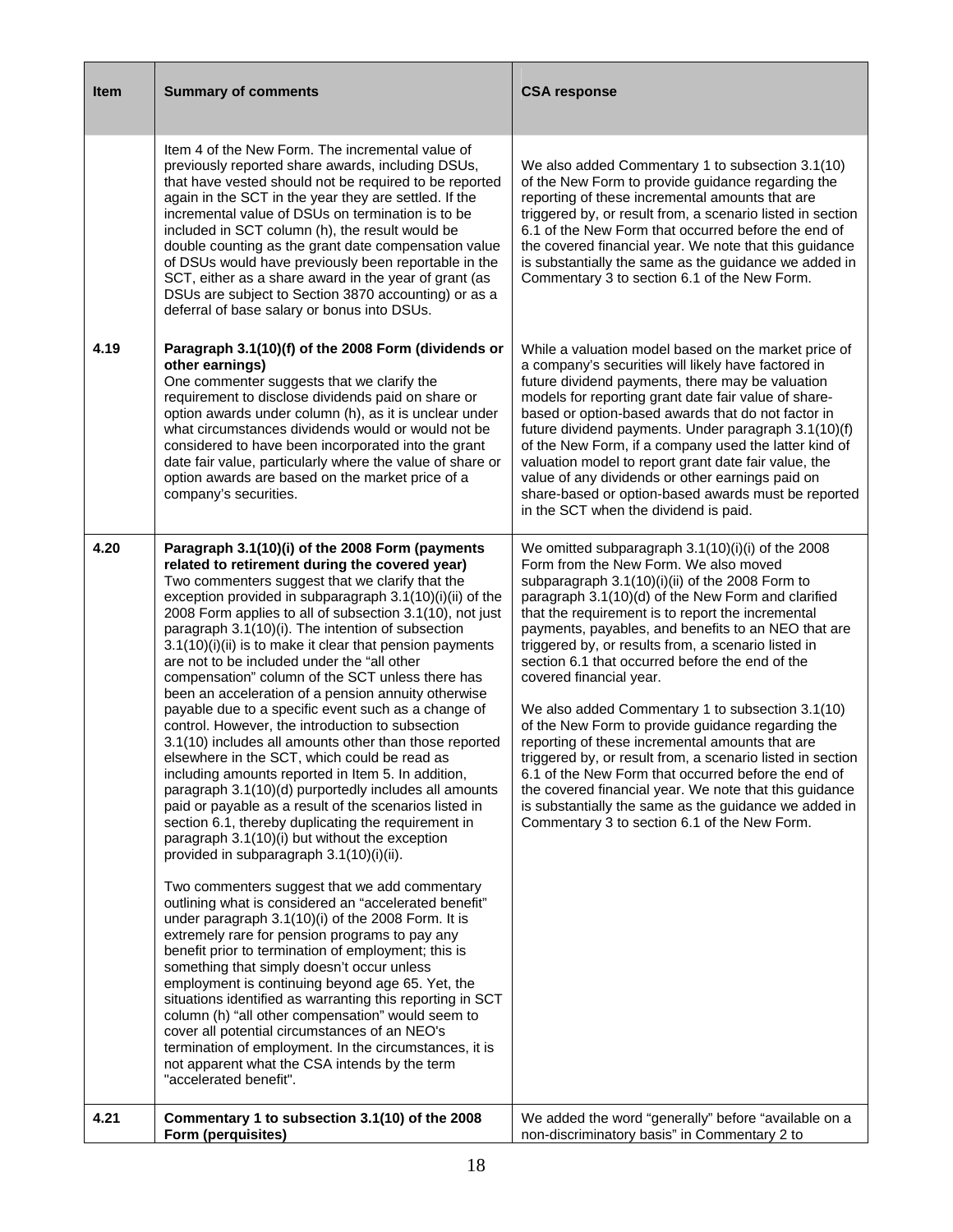| Item | Summary of comments | CSA response |
|---|---|---|
| | Item 4 of the New Form. The incremental value of previously reported share awards, including DSUs, that have vested should not be required to be reported again in the SCT in the year they are settled. If the incremental value of DSUs on termination is to be included in SCT column (h), the result would be double counting as the grant date compensation value of DSUs would have previously been reportable in the SCT, either as a share award in the year of grant (as DSUs are subject to Section 3870 accounting) or as a deferral of base salary or bonus into DSUs. | We also added Commentary 1 to subsection 3.1(10) of the New Form to provide guidance regarding the reporting of these incremental amounts that are triggered by, or result from, a scenario listed in section 6.1 of the New Form that occurred before the end of the covered financial year. We note that this guidance is substantially the same as the guidance we added in Commentary 3 to section 6.1 of the New Form. |
| **4.19** | **Paragraph 3.1(10)(f) of the 2008 Form (dividends or other earnings)**<br>One commenter suggests that we clarify the requirement to disclose dividends paid on share or option awards under column (h), as it is unclear under what circumstances dividends would or would not be considered to have been incorporated into the grant date fair value, particularly where the value of share or option awards are based on the market price of a company's securities. | While a valuation model based on the market price of a company's securities will likely have factored in future dividend payments, there may be valuation models for reporting grant date fair value of share-based or option-based awards that do not factor in future dividend payments. Under paragraph 3.1(10)(f) of the New Form, if a company used the latter kind of valuation model to report grant date fair value, the value of any dividends or other earnings paid on share-based or option-based awards must be reported in the SCT when the dividend is paid. |
| **4.20** | **Paragraph 3.1(10)(i) of the 2008 Form (payments related to retirement during the covered year)**<br>Two commenters suggest that we clarify that the exception provided in subparagraph 3.1(10)(i)(ii) of the 2008 Form applies to all of subsection 3.1(10), not just paragraph 3.1(10)(i). The intention of subsection 3.1(10)(i)(ii) is to make it clear that pension payments are not to be included under the "all other compensation" column of the SCT unless there has been an acceleration of a pension annuity otherwise payable due to a specific event such as a change of control. However, the introduction to subsection 3.1(10) includes all amounts other than those reported elsewhere in the SCT, which could be read as including amounts reported in Item 5. In addition, paragraph 3.1(10)(d) purportedly includes all amounts paid or payable as a result of the scenarios listed in section 6.1, thereby duplicating the requirement in paragraph 3.1(10)(i) but without the exception provided in subparagraph 3.1(10)(i)(ii).<br><br>Two commenters suggest that we add commentary outlining what is considered an "accelerated benefit" under paragraph 3.1(10)(i) of the 2008 Form. It is extremely rare for pension programs to pay any benefit prior to termination of employment; this is something that simply doesn't occur unless employment is continuing beyond age 65. Yet, the situations identified as warranting this reporting in SCT column (h) "all other compensation" would seem to cover all potential circumstances of an NEO's termination of employment. In the circumstances, it is not apparent what the CSA intends by the term "accelerated benefit". | We omitted subparagraph 3.1(10)(i)(i) of the 2008 Form from the New Form. We also moved subparagraph 3.1(10)(i)(ii) of the 2008 Form to paragraph 3.1(10)(d) of the New Form and clarified that the requirement is to report the incremental payments, payables, and benefits to an NEO that are triggered by, or results from, a scenario listed in section 6.1 that occurred before the end of the covered financial year.<br><br>We also added Commentary 1 to subsection 3.1(10) of the New Form to provide guidance regarding the reporting of these incremental amounts that are triggered by, or result from, a scenario listed in section 6.1 of the New Form that occurred before the end of the covered financial year. We note that this guidance is substantially the same as the guidance we added in Commentary 3 to section 6.1 of the New Form. |
| **4.21** | **Commentary 1 to subsection 3.1(10) of the 2008 Form (perquisites)** | We added the word "generally" before "available on a non-discriminatory basis" in Commentary 2 to |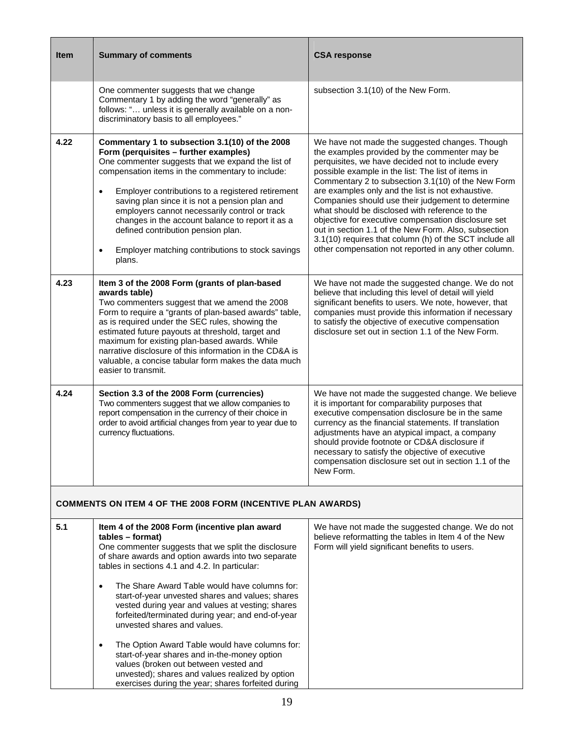| Item | Summary of comments | CSA response |
|---|---|---|
| | One commenter suggests that we change Commentary 1 by adding the word "generally" as follows: "… unless it is generally available on a non-discriminatory basis to all employees." | subsection 3.1(10) of the New Form. |
| 4.22 | **Commentary 1 to subsection 3.1(10) of the 2008 Form (perquisites – further examples)**<br>One commenter suggests that we expand the list of compensation items in the commentary to include:<br>• Employer contributions to a registered retirement saving plan since it is not a pension plan and employers cannot necessarily control or track changes in the account balance to report it as a defined contribution pension plan.<br>• Employer matching contributions to stock savings plans. | We have not made the suggested changes. Though the examples provided by the commenter may be perquisites, we have decided not to include every possible example in the list: The list of items in Commentary 2 to subsection 3.1(10) of the New Form are examples only and the list is not exhaustive. Companies should use their judgement to determine what should be disclosed with reference to the objective for executive compensation disclosure set out in section 1.1 of the New Form. Also, subsection 3.1(10) requires that column (h) of the SCT include all other compensation not reported in any other column. |
| 4.23 | **Item 3 of the 2008 Form (grants of plan-based awards table)**<br>Two commenters suggest that we amend the 2008 Form to require a "grants of plan-based awards" table, as is required under the SEC rules, showing the estimated future payouts at threshold, target and maximum for existing plan-based awards. While narrative disclosure of this information in the CD&A is valuable, a concise tabular form makes the data much easier to transmit. | We have not made the suggested change. We do not believe that including this level of detail will yield significant benefits to users. We note, however, that companies must provide this information if necessary to satisfy the objective of executive compensation disclosure set out in section 1.1 of the New Form. |
| 4.24 | **Section 3.3 of the 2008 Form (currencies)**<br>Two commenters suggest that we allow companies to report compensation in the currency of their choice in order to avoid artificial changes from year to year due to currency fluctuations. | We have not made the suggested change. We believe it is important for comparability purposes that executive compensation disclosure be in the same currency as the financial statements. If translation adjustments have an atypical impact, a company should provide footnote or CD&A disclosure if necessary to satisfy the objective of executive compensation disclosure set out in section 1.1 of the New Form. |
| **COMMENTS ON ITEM 4 OF THE 2008 FORM (INCENTIVE PLAN AWARDS)** | | |
| 5.1 | **Item 4 of the 2008 Form (incentive plan award tables – format)**<br>One commenter suggests that we split the disclosure of share awards and option awards into two separate tables in sections 4.1 and 4.2. In particular:<br>• The Share Award Table would have columns for: start-of-year unvested shares and values; shares vested during year and values at vesting; shares forfeited/terminated during year; and end-of-year unvested shares and values.<br>• The Option Award Table would have columns for: start-of-year shares and in-the-money option values (broken out between vested and unvested); shares and values realized by option exercises during the year; shares forfeited during | We have not made the suggested change. We do not believe reformatting the tables in Item 4 of the New Form will yield significant benefits to users. |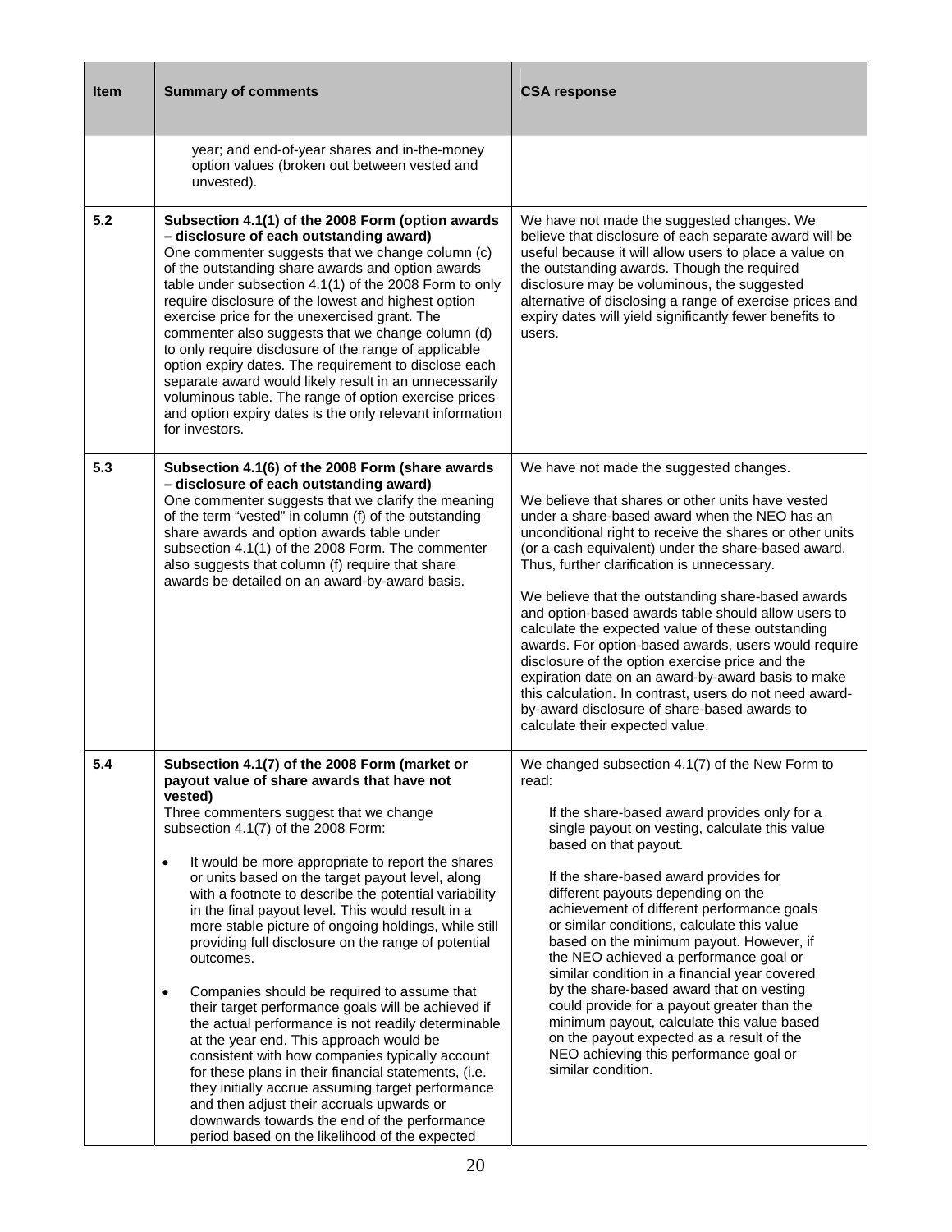| Item | Summary of comments | CSA response |
|---|---|---|
| | year; and end-of-year shares and in-the-money option values (broken out between vested and unvested). | |
| 5.2 | **Subsection 4.1(1) of the 2008 Form (option awards – disclosure of each outstanding award)**<br>One commenter suggests that we change column (c) of the outstanding share awards and option awards table under subsection 4.1(1) of the 2008 Form to only require disclosure of the lowest and highest option exercise price for the unexercised grant. The commenter also suggests that we change column (d) to only require disclosure of the range of applicable option expiry dates. The requirement to disclose each separate award would likely result in an unnecessarily voluminous table. The range of option exercise prices and option expiry dates is the only relevant information for investors. | We have not made the suggested changes. We believe that disclosure of each separate award will be useful because it will allow users to place a value on the outstanding awards. Though the required disclosure may be voluminous, the suggested alternative of disclosing a range of exercise prices and expiry dates will yield significantly fewer benefits to users. |
| 5.3 | **Subsection 4.1(6) of the 2008 Form (share awards – disclosure of each outstanding award)**<br>One commenter suggests that we clarify the meaning of the term "vested" in column (f) of the outstanding share awards and option awards table under subsection 4.1(1) of the 2008 Form. The commenter also suggests that column (f) require that share awards be detailed on an award-by-award basis. | We have not made the suggested changes.<br><br>We believe that shares or other units have vested under a share-based award when the NEO has an unconditional right to receive the shares or other units (or a cash equivalent) under the share-based award. Thus, further clarification is unnecessary.<br><br>We believe that the outstanding share-based awards and option-based awards table should allow users to calculate the expected value of these outstanding awards. For option-based awards, users would require disclosure of the option exercise price and the expiration date on an award-by-award basis to make this calculation. In contrast, users do not need award-by-award disclosure of share-based awards to calculate their expected value. |
| 5.4 | **Subsection 4.1(7) of the 2008 Form (market or payout value of share awards that have not vested)**<br>Three commenters suggest that we change subsection 4.1(7) of the 2008 Form:<br><br>• It would be more appropriate to report the shares or units based on the target payout level, along with a footnote to describe the potential variability in the final payout level. This would result in a more stable picture of ongoing holdings, while still providing full disclosure on the range of potential outcomes.<br><br>• Companies should be required to assume that their target performance goals will be achieved if the actual performance is not readily determinable at the year end. This approach would be consistent with how companies typically account for these plans in their financial statements, (i.e. they initially accrue assuming target performance and then adjust their accruals upwards or downwards towards the end of the performance period based on the likelihood of the expected | We changed subsection 4.1(7) of the New Form to read:<br><br>If the share-based award provides only for a single payout on vesting, calculate this value based on that payout.<br><br>If the share-based award provides for different payouts depending on the achievement of different performance goals or similar conditions, calculate this value based on the minimum payout. However, if the NEO achieved a performance goal or similar condition in a financial year covered by the share-based award that on vesting could provide for a payout greater than the minimum payout, calculate this value based on the payout expected as a result of the NEO achieving this performance goal or similar condition. |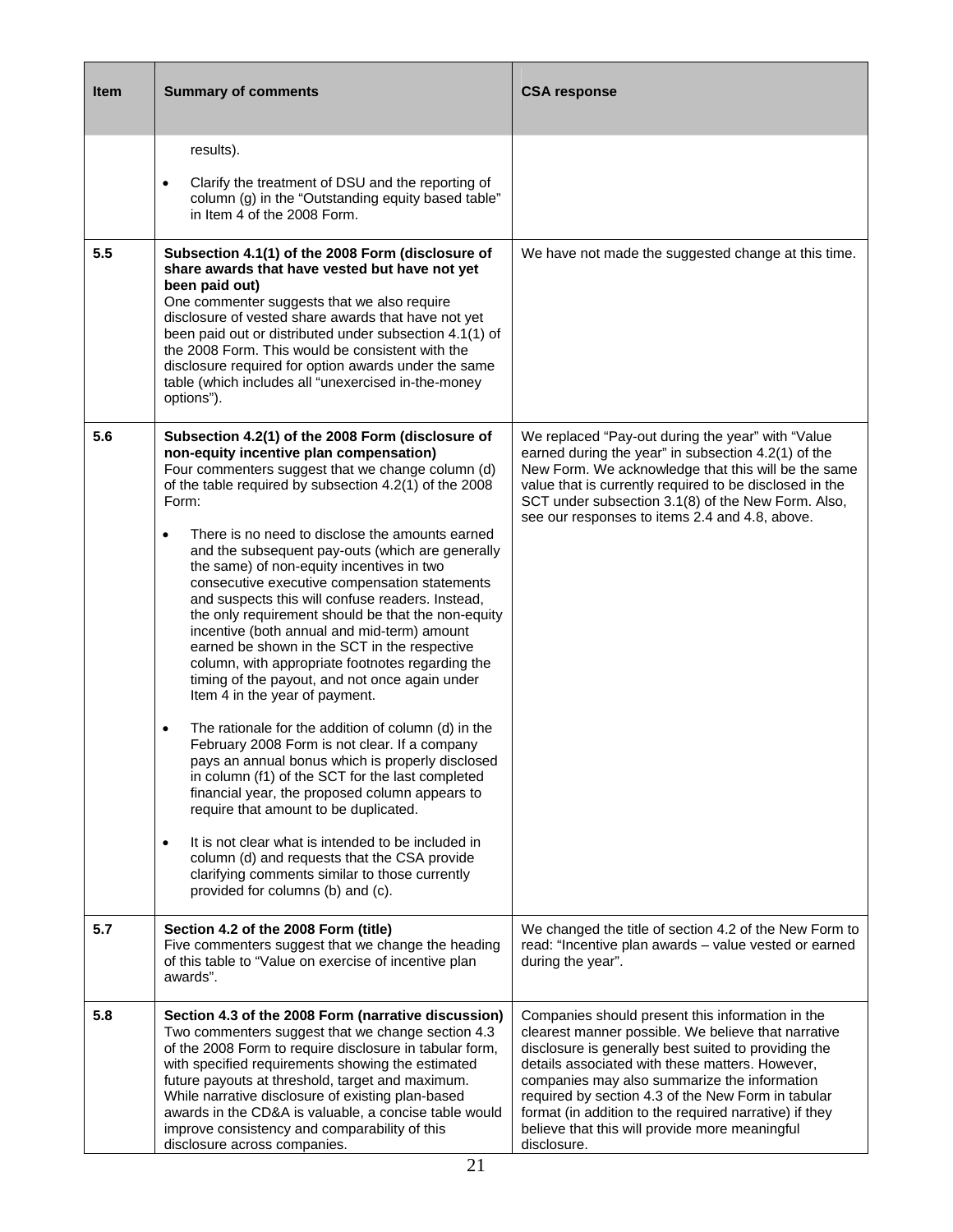| Item | Summary of comments | CSA response |
|---|---|---|
| | results).<br><br>• Clarify the treatment of DSU and the reporting of column (g) in the "Outstanding equity based table" in Item 4 of the 2008 Form. | |
| 5.5 | **Subsection 4.1(1) of the 2008 Form (disclosure of share awards that have vested but have not yet been paid out)**<br>One commenter suggests that we also require disclosure of vested share awards that have not yet been paid out or distributed under subsection 4.1(1) of the 2008 Form. This would be consistent with the disclosure required for option awards under the same table (which includes all "unexercised in-the-money options"). | We have not made the suggested change at this time. |
| 5.6 | **Subsection 4.2(1) of the 2008 Form (disclosure of non-equity incentive plan compensation)**<br>Four commenters suggest that we change column (d) of the table required by subsection 4.2(1) of the 2008 Form:<br><br>• There is no need to disclose the amounts earned and the subsequent pay-outs (which are generally the same) of non-equity incentives in two consecutive executive compensation statements and suspects this will confuse readers. Instead, the only requirement should be that the non-equity incentive (both annual and mid-term) amount earned be shown in the SCT in the respective column, with appropriate footnotes regarding the timing of the payout, and not once again under Item 4 in the year of payment.<br><br>• The rationale for the addition of column (d) in the February 2008 Form is not clear. If a company pays an annual bonus which is properly disclosed in column (f1) of the SCT for the last completed financial year, the proposed column appears to require that amount to be duplicated.<br><br>• It is not clear what is intended to be included in column (d) and requests that the CSA provide clarifying comments similar to those currently provided for columns (b) and (c). | We replaced "Pay-out during the year" with "Value earned during the year" in subsection 4.2(1) of the New Form. We acknowledge that this will be the same value that is currently required to be disclosed in the SCT under subsection 3.1(8) of the New Form. Also, see our responses to items 2.4 and 4.8, above. |
| 5.7 | **Section 4.2 of the 2008 Form (title)**<br>Five commenters suggest that we change the heading of this table to "Value on exercise of incentive plan awards". | We changed the title of section 4.2 of the New Form to read: "Incentive plan awards – value vested or earned during the year". |
| 5.8 | **Section 4.3 of the 2008 Form (narrative discussion)**<br>Two commenters suggest that we change section 4.3 of the 2008 Form to require disclosure in tabular form, with specified requirements showing the estimated future payouts at threshold, target and maximum. While narrative disclosure of existing plan-based awards in the CD&A is valuable, a concise table would improve consistency and comparability of this disclosure across companies. | Companies should present this information in the clearest manner possible. We believe that narrative disclosure is generally best suited to providing the details associated with these matters. However, companies may also summarize the information required by section 4.3 of the New Form in tabular format (in addition to the required narrative) if they believe that this will provide more meaningful disclosure. |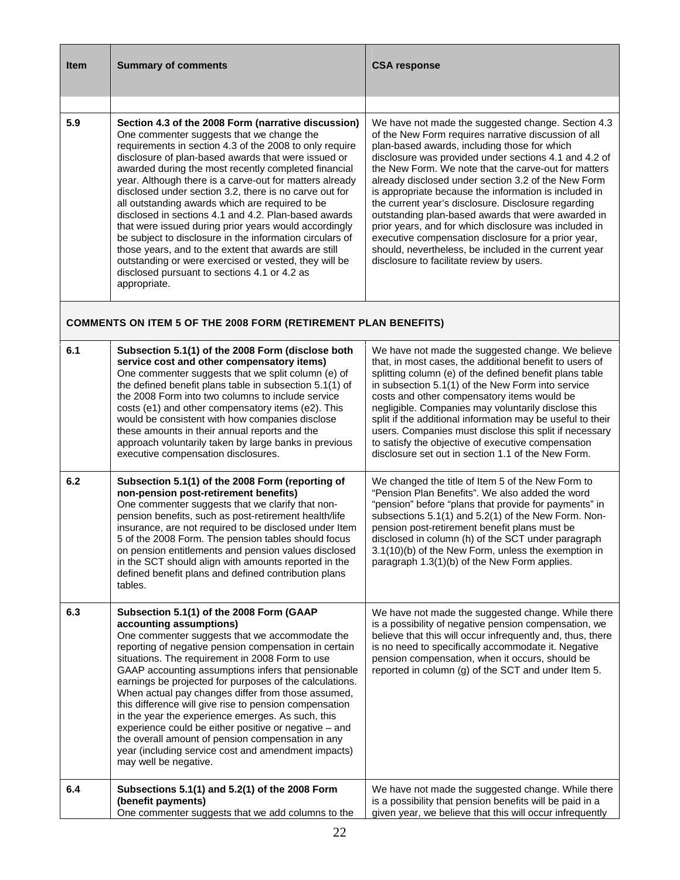| Item | Summary of comments | CSA response |
|---|---|---|
| | | |
| 5.9 | **Section 4.3 of the 2008 Form (narrative discussion)** One commenter suggests that we change the requirements in section 4.3 of the 2008 to only require disclosure of plan-based awards that were issued or awarded during the most recently completed financial year. Although there is a carve-out for matters already disclosed under section 3.2, there is no carve out for all outstanding awards which are required to be disclosed in sections 4.1 and 4.2. Plan-based awards that were issued during prior years would accordingly be subject to disclosure in the information circulars of those years, and to the extent that awards are still outstanding or were exercised or vested, they will be disclosed pursuant to sections 4.1 or 4.2 as appropriate. | We have not made the suggested change. Section 4.3 of the New Form requires narrative discussion of all plan-based awards, including those for which disclosure was provided under sections 4.1 and 4.2 of the New Form. We note that the carve-out for matters already disclosed under section 3.2 of the New Form is appropriate because the information is included in the current year's disclosure. Disclosure regarding outstanding plan-based awards that were awarded in prior years, and for which disclosure was included in executive compensation disclosure for a prior year, should, nevertheless, be included in the current year disclosure to facilitate review by users. |
| **COMMENTS ON ITEM 5 OF THE 2008 FORM (RETIREMENT PLAN BENEFITS)** | | |
| 6.1 | **Subsection 5.1(1) of the 2008 Form (disclose both service cost and other compensatory items)** One commenter suggests that we split column (e) of the defined benefit plans table in subsection 5.1(1) of the 2008 Form into two columns to include service costs (e1) and other compensatory items (e2). This would be consistent with how companies disclose these amounts in their annual reports and the approach voluntarily taken by large banks in previous executive compensation disclosures. | We have not made the suggested change. We believe that, in most cases, the additional benefit to users of splitting column (e) of the defined benefit plans table in subsection 5.1(1) of the New Form into service costs and other compensatory items would be negligible. Companies may voluntarily disclose this split if the additional information may be useful to their users. Companies must disclose this split if necessary to satisfy the objective of executive compensation disclosure set out in section 1.1 of the New Form. |
| 6.2 | **Subsection 5.1(1) of the 2008 Form (reporting of non-pension post-retirement benefits)** One commenter suggests that we clarify that non-pension benefits, such as post-retirement health/life insurance, are not required to be disclosed under Item 5 of the 2008 Form. The pension tables should focus on pension entitlements and pension values disclosed in the SCT should align with amounts reported in the defined benefit plans and defined contribution plans tables. | We changed the title of Item 5 of the New Form to "Pension Plan Benefits". We also added the word "pension" before "plans that provide for payments" in subsections 5.1(1) and 5.2(1) of the New Form. Non-pension post-retirement benefit plans must be disclosed in column (h) of the SCT under paragraph 3.1(10)(b) of the New Form, unless the exemption in paragraph 1.3(1)(b) of the New Form applies. |
| 6.3 | **Subsection 5.1(1) of the 2008 Form (GAAP accounting assumptions)** One commenter suggests that we accommodate the reporting of negative pension compensation in certain situations. The requirement in 2008 Form to use GAAP accounting assumptions infers that pensionable earnings be projected for purposes of the calculations. When actual pay changes differ from those assumed, this difference will give rise to pension compensation in the year the experience emerges. As such, this experience could be either positive or negative – and the overall amount of pension compensation in any year (including service cost and amendment impacts) may well be negative. | We have not made the suggested change. While there is a possibility of negative pension compensation, we believe that this will occur infrequently and, thus, there is no need to specifically accommodate it. Negative pension compensation, when it occurs, should be reported in column (g) of the SCT and under Item 5. |
| 6.4 | **Subsections 5.1(1) and 5.2(1) of the 2008 Form (benefit payments)** One commenter suggests that we add columns to the | We have not made the suggested change. While there is a possibility that pension benefits will be paid in a given year, we believe that this will occur infrequently |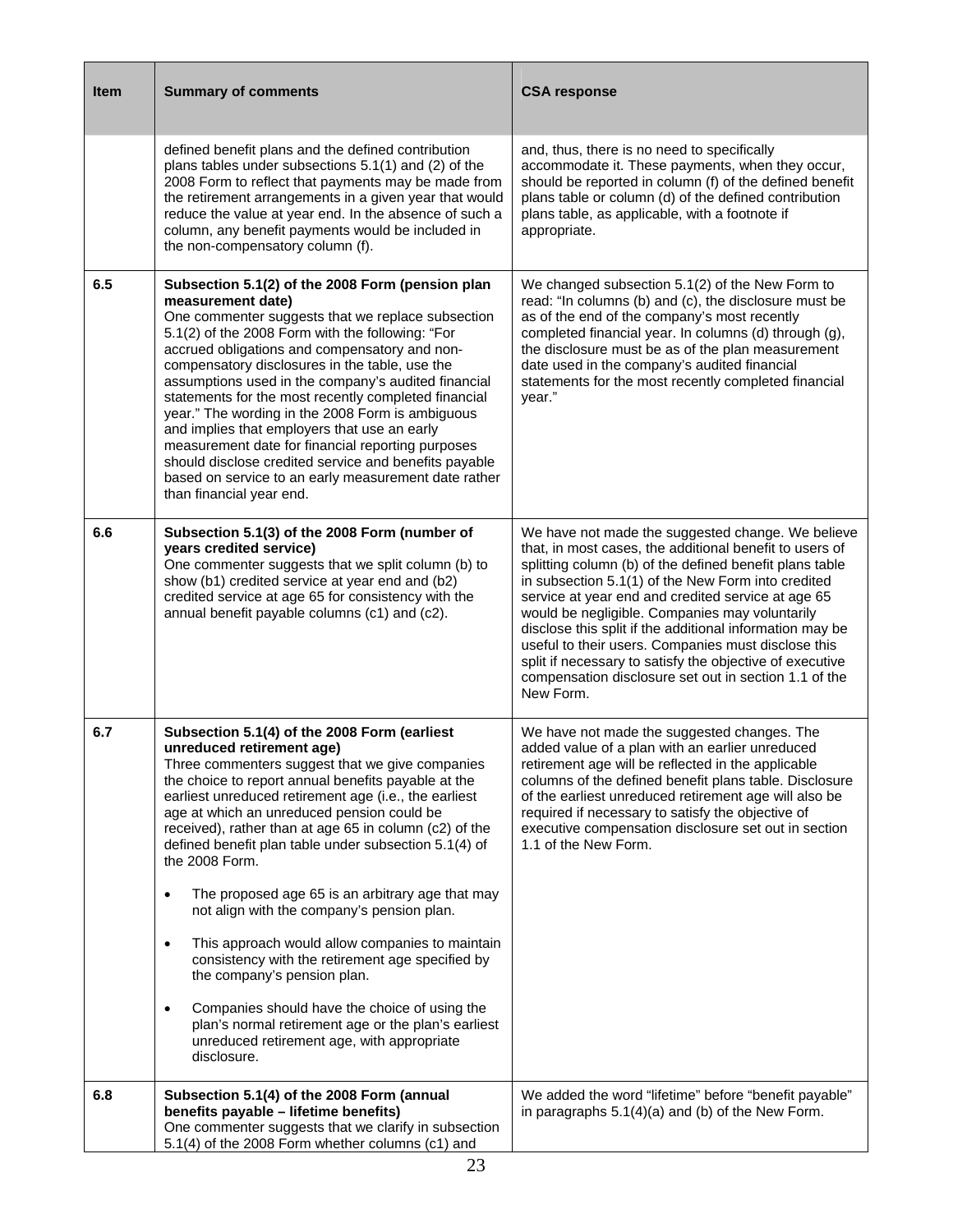| Item | Summary of comments | CSA response |
|---|---|---|
| | defined benefit plans and the defined contribution plans tables under subsections 5.1(1) and (2) of the 2008 Form to reflect that payments may be made from the retirement arrangements in a given year that would reduce the value at year end. In the absence of such a column, any benefit payments would be included in the non-compensatory column (f). | and, thus, there is no need to specifically accommodate it. These payments, when they occur, should be reported in column (f) of the defined benefit plans table or column (d) of the defined contribution plans table, as applicable, with a footnote if appropriate. |
| 6.5 | **Subsection 5.1(2) of the 2008 Form (pension plan measurement date)**<br>One commenter suggests that we replace subsection 5.1(2) of the 2008 Form with the following: "For accrued obligations and compensatory and non-compensatory disclosures in the table, use the assumptions used in the company's audited financial statements for the most recently completed financial year." The wording in the 2008 Form is ambiguous and implies that employers that use an early measurement date for financial reporting purposes should disclose credited service and benefits payable based on service to an early measurement date rather than financial year end. | We changed subsection 5.1(2) of the New Form to read: "In columns (b) and (c), the disclosure must be as of the end of the company's most recently completed financial year. In columns (d) through (g), the disclosure must be as of the plan measurement date used in the company's audited financial statements for the most recently completed financial year." |
| 6.6 | **Subsection 5.1(3) of the 2008 Form (number of years credited service)**<br>One commenter suggests that we split column (b) to show (b1) credited service at year end and (b2) credited service at age 65 for consistency with the annual benefit payable columns (c1) and (c2). | We have not made the suggested change. We believe that, in most cases, the additional benefit to users of splitting column (b) of the defined benefit plans table in subsection 5.1(1) of the New Form into credited service at year end and credited service at age 65 would be negligible. Companies may voluntarily disclose this split if the additional information may be useful to their users. Companies must disclose this split if necessary to satisfy the objective of executive compensation disclosure set out in section 1.1 of the New Form. |
| 6.7 | **Subsection 5.1(4) of the 2008 Form (earliest unreduced retirement age)**<br>Three commenters suggest that we give companies the choice to report annual benefits payable at the earliest unreduced retirement age (i.e., the earliest age at which an unreduced pension could be received), rather than at age 65 in column (c2) of the defined benefit plan table under subsection 5.1(4) of the 2008 Form.<br>• The proposed age 65 is an arbitrary age that may not align with the company's pension plan.<br>• This approach would allow companies to maintain consistency with the retirement age specified by the company's pension plan.<br>• Companies should have the choice of using the plan's normal retirement age or the plan's earliest unreduced retirement age, with appropriate disclosure. | We have not made the suggested changes. The added value of a plan with an earlier unreduced retirement age will be reflected in the applicable columns of the defined benefit plans table. Disclosure of the earliest unreduced retirement age will also be required if necessary to satisfy the objective of executive compensation disclosure set out in section 1.1 of the New Form. |
| 6.8 | **Subsection 5.1(4) of the 2008 Form (annual benefits payable – lifetime benefits)**<br>One commenter suggests that we clarify in subsection 5.1(4) of the 2008 Form whether columns (c1) and | We added the word "lifetime" before "benefit payable" in paragraphs 5.1(4)(a) and (b) of the New Form. |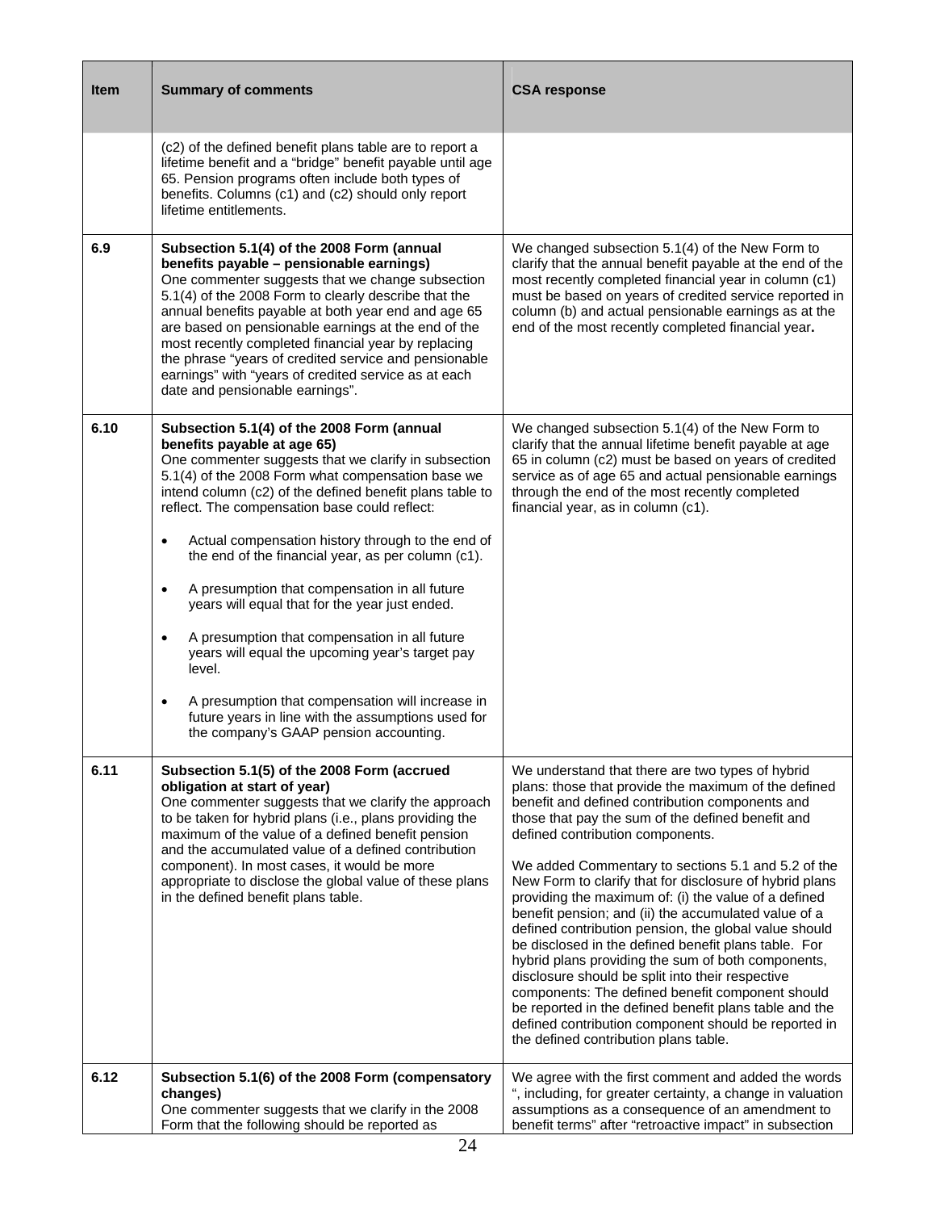| Item | Summary of comments | CSA response |
|---|---|---|
| | (c2) of the defined benefit plans table are to report a lifetime benefit and a "bridge" benefit payable until age 65. Pension programs often include both types of benefits. Columns (c1) and (c2) should only report lifetime entitlements. | |
| 6.9 | **Subsection 5.1(4) of the 2008 Form (annual benefits payable – pensionable earnings)**<br>One commenter suggests that we change subsection 5.1(4) of the 2008 Form to clearly describe that the annual benefits payable at both year end and age 65 are based on pensionable earnings at the end of the most recently completed financial year by replacing the phrase "years of credited service and pensionable earnings" with "years of credited service as at each date and pensionable earnings". | We changed subsection 5.1(4) of the New Form to clarify that the annual benefit payable at the end of the most recently completed financial year in column (c1) must be based on years of credited service reported in column (b) and actual pensionable earnings as at the end of the most recently completed financial year. |
| 6.10 | **Subsection 5.1(4) of the 2008 Form (annual benefits payable at age 65)**<br>One commenter suggests that we clarify in subsection 5.1(4) of the 2008 Form what compensation base we intend column (c2) of the defined benefit plans table to reflect. The compensation base could reflect:<br>• Actual compensation history through to the end of the end of the financial year, as per column (c1).<br>• A presumption that compensation in all future years will equal that for the year just ended.<br>• A presumption that compensation in all future years will equal the upcoming year's target pay level.<br>• A presumption that compensation will increase in future years in line with the assumptions used for the company's GAAP pension accounting. | We changed subsection 5.1(4) of the New Form to clarify that the annual lifetime benefit payable at age 65 in column (c2) must be based on years of credited service as of age 65 and actual pensionable earnings through the end of the most recently completed financial year, as in column (c1). |
| 6.11 | **Subsection 5.1(5) of the 2008 Form (accrued obligation at start of year)**<br>One commenter suggests that we clarify the approach to be taken for hybrid plans (i.e., plans providing the maximum of the value of a defined benefit pension and the accumulated value of a defined contribution component). In most cases, it would be more appropriate to disclose the global value of these plans in the defined benefit plans table. | We understand that there are two types of hybrid plans: those that provide the maximum of the defined benefit and defined contribution components and those that pay the sum of the defined benefit and defined contribution components.<br><br>We added Commentary to sections 5.1 and 5.2 of the New Form to clarify that for disclosure of hybrid plans providing the maximum of: (i) the value of a defined benefit pension; and (ii) the accumulated value of a defined contribution pension, the global value should be disclosed in the defined benefit plans table. For hybrid plans providing the sum of both components, disclosure should be split into their respective components: The defined benefit component should be reported in the defined benefit plans table and the defined contribution component should be reported in the defined contribution plans table. |
| 6.12 | **Subsection 5.1(6) of the 2008 Form (compensatory changes)**<br>One commenter suggests that we clarify in the 2008 Form that the following should be reported as | We agree with the first comment and added the words ", including, for greater certainty, a change in valuation assumptions as a consequence of an amendment to benefit terms" after "retroactive impact" in subsection |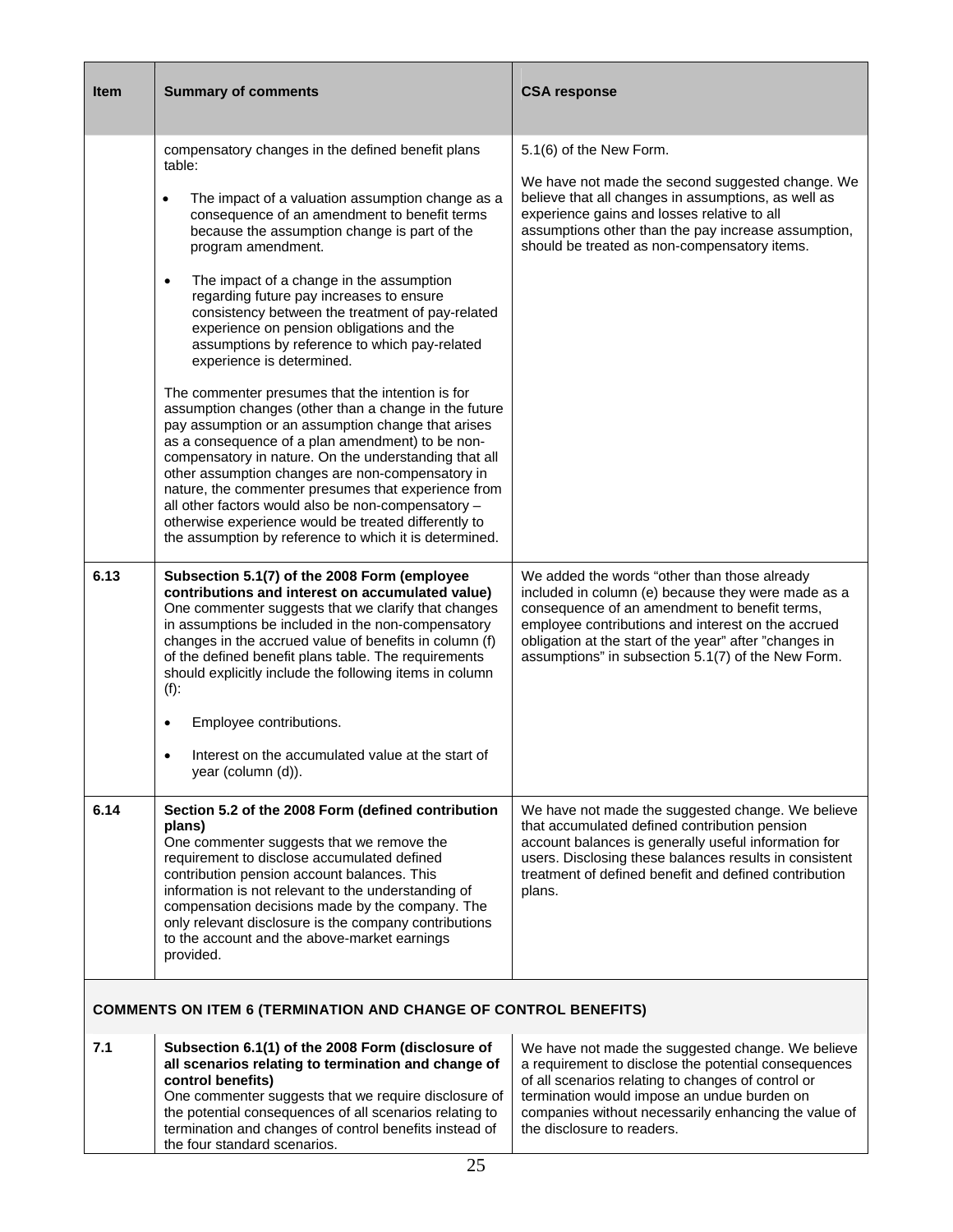| Item | Summary of comments | CSA response |
|---|---|---|
| | compensatory changes in the defined benefit plans table:<br><br>• The impact of a valuation assumption change as a consequence of an amendment to benefit terms because the assumption change is part of the program amendment.<br><br>• The impact of a change in the assumption regarding future pay increases to ensure consistency between the treatment of pay-related experience on pension obligations and the assumptions by reference to which pay-related experience is determined.<br><br>The commenter presumes that the intention is for assumption changes (other than a change in the future pay assumption or an assumption change that arises as a consequence of a plan amendment) to be non-compensatory in nature. On the understanding that all other assumption changes are non-compensatory in nature, the commenter presumes that experience from all other factors would also be non-compensatory – otherwise experience would be treated differently to the assumption by reference to which it is determined. | 5.1(6) of the New Form.<br><br>We have not made the second suggested change. We believe that all changes in assumptions, as well as experience gains and losses relative to all assumptions other than the pay increase assumption, should be treated as non-compensatory items. |
| **6.13** | **Subsection 5.1(7) of the 2008 Form (employee contributions and interest on accumulated value)**<br>One commenter suggests that we clarify that changes in assumptions be included in the non-compensatory changes in the accrued value of benefits in column (f) of the defined benefit plans table. The requirements should explicitly include the following items in column (f):<br><br>• Employee contributions.<br><br>• Interest on the accumulated value at the start of year (column (d)). | We added the words "other than those already included in column (e) because they were made as a consequence of an amendment to benefit terms, employee contributions and interest on the accrued obligation at the start of the year" after "changes in assumptions" in subsection 5.1(7) of the New Form. |
| **6.14** | **Section 5.2 of the 2008 Form (defined contribution plans)**<br>One commenter suggests that we remove the requirement to disclose accumulated defined contribution pension account balances. This information is not relevant to the understanding of compensation decisions made by the company. The only relevant disclosure is the company contributions to the account and the above-market earnings provided. | We have not made the suggested change. We believe that accumulated defined contribution pension account balances is generally useful information for users. Disclosing these balances results in consistent treatment of defined benefit and defined contribution plans. |
| **COMMENTS ON ITEM 6 (TERMINATION AND CHANGE OF CONTROL BENEFITS)** | | |
| **7.1** | **Subsection 6.1(1) of the 2008 Form (disclosure of all scenarios relating to termination and change of control benefits)**<br>One commenter suggests that we require disclosure of the potential consequences of all scenarios relating to termination and changes of control benefits instead of the four standard scenarios. | We have not made the suggested change. We believe a requirement to disclose the potential consequences of all scenarios relating to changes of control or termination would impose an undue burden on companies without necessarily enhancing the value of the disclosure to readers. |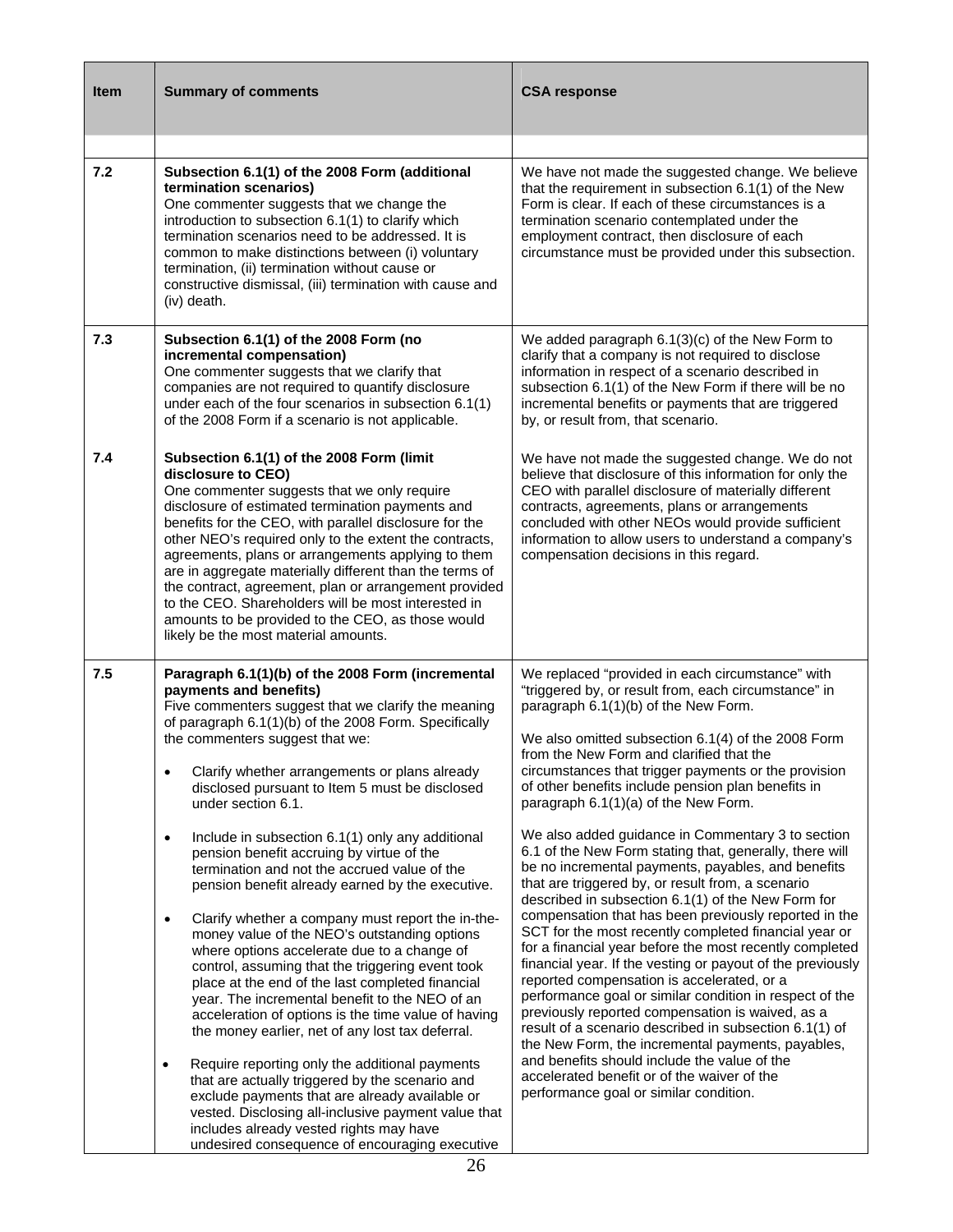| Item | Summary of comments | CSA response |
|---|---|---|
| | | |
| 7.2 | **Subsection 6.1(1) of the 2008 Form (additional termination scenarios)**<br>One commenter suggests that we change the introduction to subsection 6.1(1) to clarify which termination scenarios need to be addressed. It is common to make distinctions between (i) voluntary termination, (ii) termination without cause or constructive dismissal, (iii) termination with cause and (iv) death. | We have not made the suggested change. We believe that the requirement in subsection 6.1(1) of the New Form is clear. If each of these circumstances is a termination scenario contemplated under the employment contract, then disclosure of each circumstance must be provided under this subsection. |
| 7.3 | **Subsection 6.1(1) of the 2008 Form (no incremental compensation)**<br>One commenter suggests that we clarify that companies are not required to quantify disclosure under each of the four scenarios in subsection 6.1(1) of the 2008 Form if a scenario is not applicable. | We added paragraph 6.1(3)(c) of the New Form to clarify that a company is not required to disclose information in respect of a scenario described in subsection 6.1(1) of the New Form if there will be no incremental benefits or payments that are triggered by, or result from, that scenario. |
| 7.4 | **Subsection 6.1(1) of the 2008 Form (limit disclosure to CEO)**<br>One commenter suggests that we only require disclosure of estimated termination payments and benefits for the CEO, with parallel disclosure for the other NEO's required only to the extent the contracts, agreements, plans or arrangements applying to them are in aggregate materially different than the terms of the contract, agreement, plan or arrangement provided to the CEO. Shareholders will be most interested in amounts to be provided to the CEO, as those would likely be the most material amounts. | We have not made the suggested change. We do not believe that disclosure of this information for only the CEO with parallel disclosure of materially different contracts, agreements, plans or arrangements concluded with other NEOs would provide sufficient information to allow users to understand a company's compensation decisions in this regard. |
| 7.5 | **Paragraph 6.1(1)(b) of the 2008 Form (incremental payments and benefits)**<br>Five commenters suggest that we clarify the meaning of paragraph 6.1(1)(b) of the 2008 Form. Specifically the commenters suggest that we:<br><br>• Clarify whether arrangements or plans already disclosed pursuant to Item 5 must be disclosed under section 6.1.<br><br>• Include in subsection 6.1(1) only any additional pension benefit accruing by virtue of the termination and not the accrued value of the pension benefit already earned by the executive.<br><br>• Clarify whether a company must report the in-the-money value of the NEO's outstanding options where options accelerate due to a change of control, assuming that the triggering event took place at the end of the last completed financial year. The incremental benefit to the NEO of an acceleration of options is the time value of having the money earlier, net of any lost tax deferral.<br><br>• Require reporting only the additional payments that are actually triggered by the scenario and exclude payments that are already available or vested. Disclosing all-inclusive payment value that includes already vested rights may have undesired consequence of encouraging executive | We replaced "provided in each circumstance" with "triggered by, or result from, each circumstance" in paragraph 6.1(1)(b) of the New Form.<br><br>We also omitted subsection 6.1(4) of the 2008 Form from the New Form and clarified that the circumstances that trigger payments or the provision of other benefits include pension plan benefits in paragraph 6.1(1)(a) of the New Form.<br><br>We also added guidance in Commentary 3 to section 6.1 of the New Form stating that, generally, there will be no incremental payments, payables, and benefits that are triggered by, or result from, a scenario described in subsection 6.1(1) of the New Form for compensation that has been previously reported in the SCT for the most recently completed financial year or for a financial year before the most recently completed financial year. If the vesting or payout of the previously reported compensation is accelerated, or a performance goal or similar condition in respect of the previously reported compensation is waived, as a result of a scenario described in subsection 6.1(1) of the New Form, the incremental payments, payables, and benefits should include the value of the accelerated benefit or of the waiver of the performance goal or similar condition. |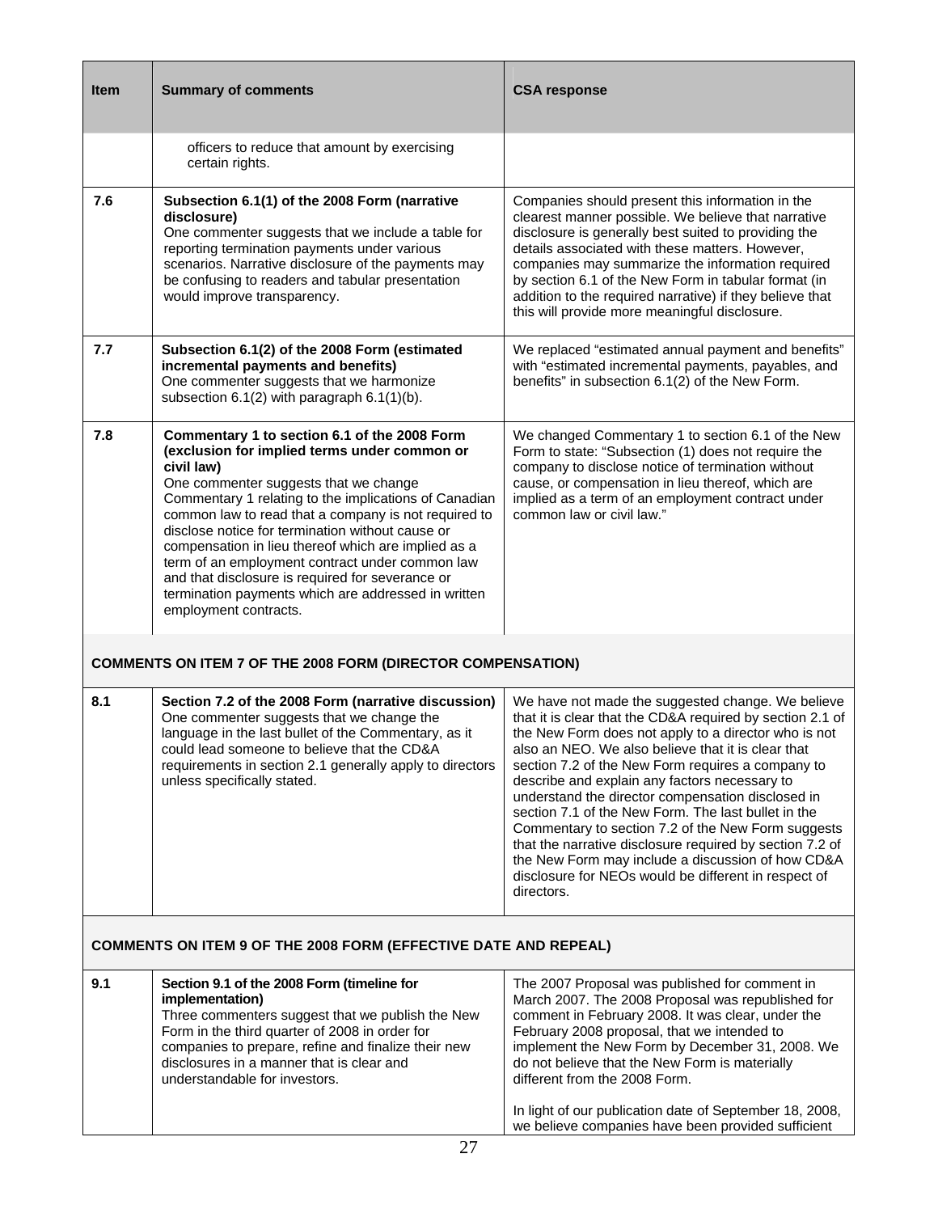| Item | Summary of comments | CSA response |
|---|---|---|
| | officers to reduce that amount by exercising certain rights. | |
| 7.6 | **Subsection 6.1(1) of the 2008 Form (narrative disclosure)** One commenter suggests that we include a table for reporting termination payments under various scenarios. Narrative disclosure of the payments may be confusing to readers and tabular presentation would improve transparency. | Companies should present this information in the clearest manner possible. We believe that narrative disclosure is generally best suited to providing the details associated with these matters. However, companies may summarize the information required by section 6.1 of the New Form in tabular format (in addition to the required narrative) if they believe that this will provide more meaningful disclosure. |
| 7.7 | **Subsection 6.1(2) of the 2008 Form (estimated incremental payments and benefits)** One commenter suggests that we harmonize subsection 6.1(2) with paragraph 6.1(1)(b). | We replaced "estimated annual payment and benefits" with "estimated incremental payments, payables, and benefits" in subsection 6.1(2) of the New Form. |
| 7.8 | **Commentary 1 to section 6.1 of the 2008 Form (exclusion for implied terms under common or civil law)** One commenter suggests that we change Commentary 1 relating to the implications of Canadian common law to read that a company is not required to disclose notice for termination without cause or compensation in lieu thereof which are implied as a term of an employment contract under common law and that disclosure is required for severance or termination payments which are addressed in written employment contracts. | We changed Commentary 1 to section 6.1 of the New Form to state: "Subsection (1) does not require the company to disclose notice of termination without cause, or compensation in lieu thereof, which are implied as a term of an employment contract under common law or civil law." |
| **COMMENTS ON ITEM 7 OF THE 2008 FORM (DIRECTOR COMPENSATION)** | | |
| 8.1 | **Section 7.2 of the 2008 Form (narrative discussion)** One commenter suggests that we change the language in the last bullet of the Commentary, as it could lead someone to believe that the CD&A requirements in section 2.1 generally apply to directors unless specifically stated. | We have not made the suggested change. We believe that it is clear that the CD&A required by section 2.1 of the New Form does not apply to a director who is not also an NEO. We also believe that it is clear that section 7.2 of the New Form requires a company to describe and explain any factors necessary to understand the director compensation disclosed in section 7.1 of the New Form. The last bullet in the Commentary to section 7.2 of the New Form suggests that the narrative disclosure required by section 7.2 of the New Form may include a discussion of how CD&A disclosure for NEOs would be different in respect of directors. |
| **COMMENTS ON ITEM 9 OF THE 2008 FORM (EFFECTIVE DATE AND REPEAL)** | | |
| 9.1 | **Section 9.1 of the 2008 Form (timeline for implementation)** Three commenters suggest that we publish the New Form in the third quarter of 2008 in order for companies to prepare, refine and finalize their new disclosures in a manner that is clear and understandable for investors. | The 2007 Proposal was published for comment in March 2007. The 2008 Proposal was republished for comment in February 2008. It was clear, under the February 2008 proposal, that we intended to implement the New Form by December 31, 2008. We do not believe that the New Form is materially different from the 2008 Form.<br><br>In light of our publication date of September 18, 2008, we believe companies have been provided sufficient |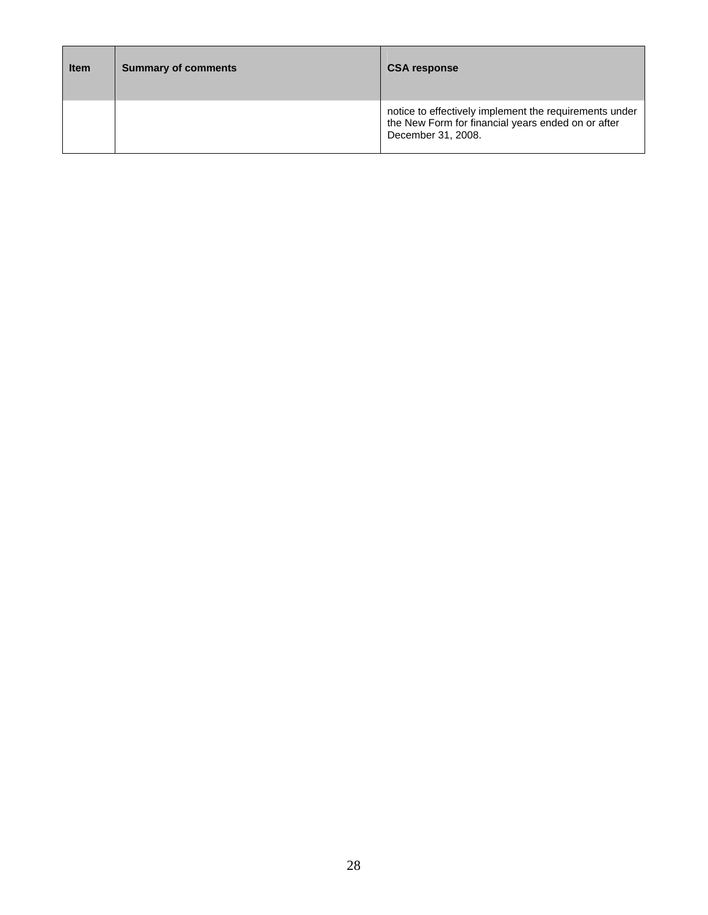| Item | Summary of comments | CSA response |
| --- | --- | --- |
| | | notice to effectively implement the requirements under the New Form for financial years ended on or after December 31, 2008. |